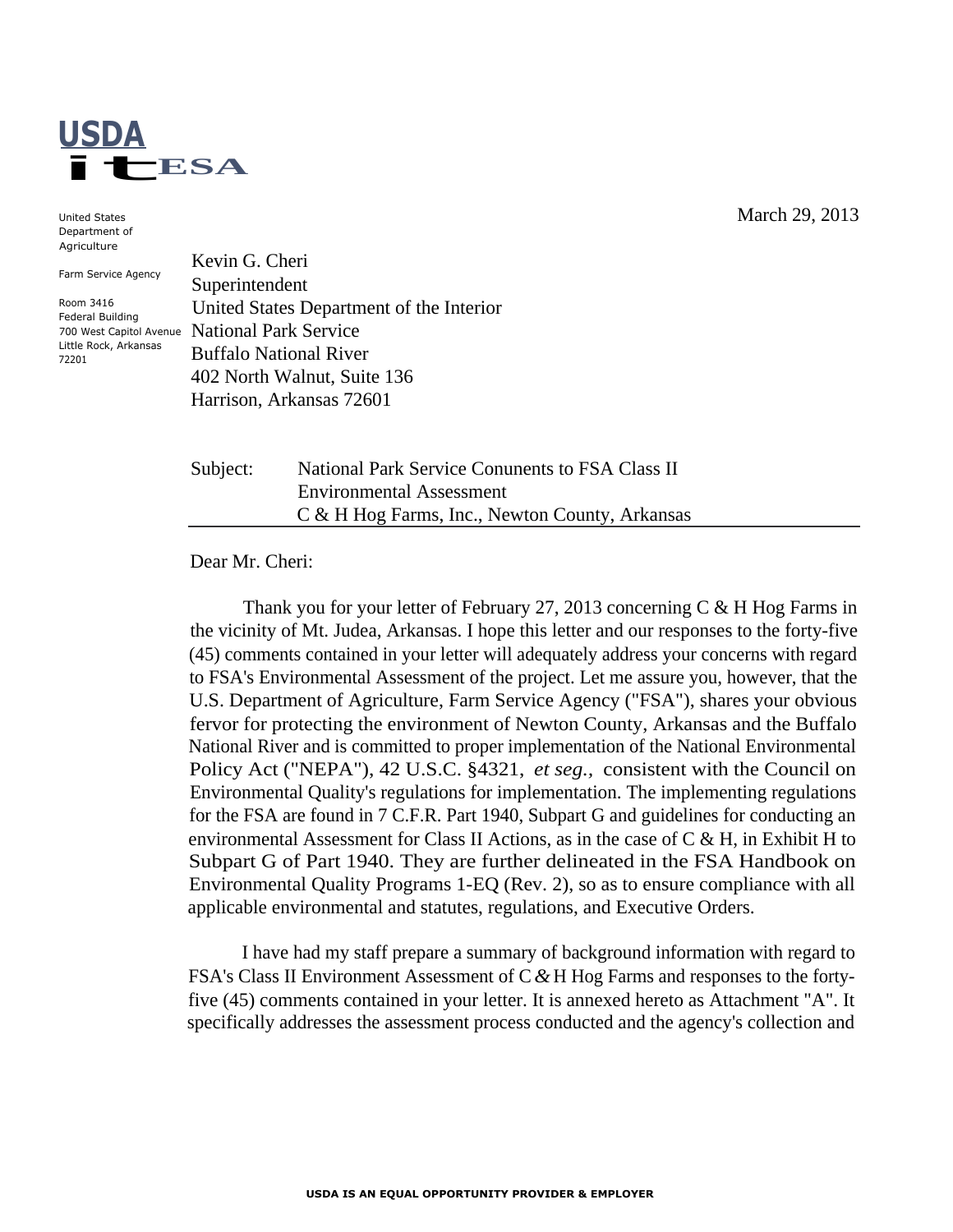USDA

FSA

United States Department of Agriculture

Farm Service Agency

Room 3416
Federal Building
700 West Capitol Avenue
Little Rock, Arkansas
72201

March 29, 2013

Kevin G. Cheri
Superintendent
United States Department of the Interior
National Park Service
Buffalo National River
402 North Walnut, Suite 136
Harrison, Arkansas 72601

Subject: National Park Service Conunents to FSA Class II Environmental Assessment
C & H Hog Farms, Inc., Newton County, Arkansas

Dear Mr. Cheri:

Thank you for your letter of February 27, 2013 concerning C & H Hog Farms in the vicinity of Mt. Judea, Arkansas. I hope this letter and our responses to the forty-five (45) comments contained in your letter will adequately address your concerns with regard to FSA's Environmental Assessment of the project. Let me assure you, however, that the U.S. Department of Agriculture, Farm Service Agency ("FSA"), shares your obvious fervor for protecting the environment of Newton County, Arkansas and the Buffalo National River and is committed to proper implementation of the National Environmental Policy Act ("NEPA"), 42 U.S.C. §4321, *et seg.,* consistent with the Council on Environmental Quality's regulations for implementation. The implementing regulations for the FSA are found in 7 C.F.R. Part 1940, Subpart G and guidelines for conducting an environmental Assessment for Class II Actions, as in the case of C & H, in Exhibit H to Subpart G of Part 1940. They are further delineated in the FSA Handbook on Environmental Quality Programs 1-EQ (Rev. 2), so as to ensure compliance with all applicable environmental and statutes, regulations, and Executive Orders.

I have had my staff prepare a summary of background information with regard to FSA's Class II Environment Assessment of C & H Hog Farms and responses to the forty-five (45) comments contained in your letter. It is annexed hereto as Attachment "A". It specifically addresses the assessment process conducted and the agency's collection and

USDA IS AN EQUAL OPPORTUNITY PROVIDER & EMPLOYER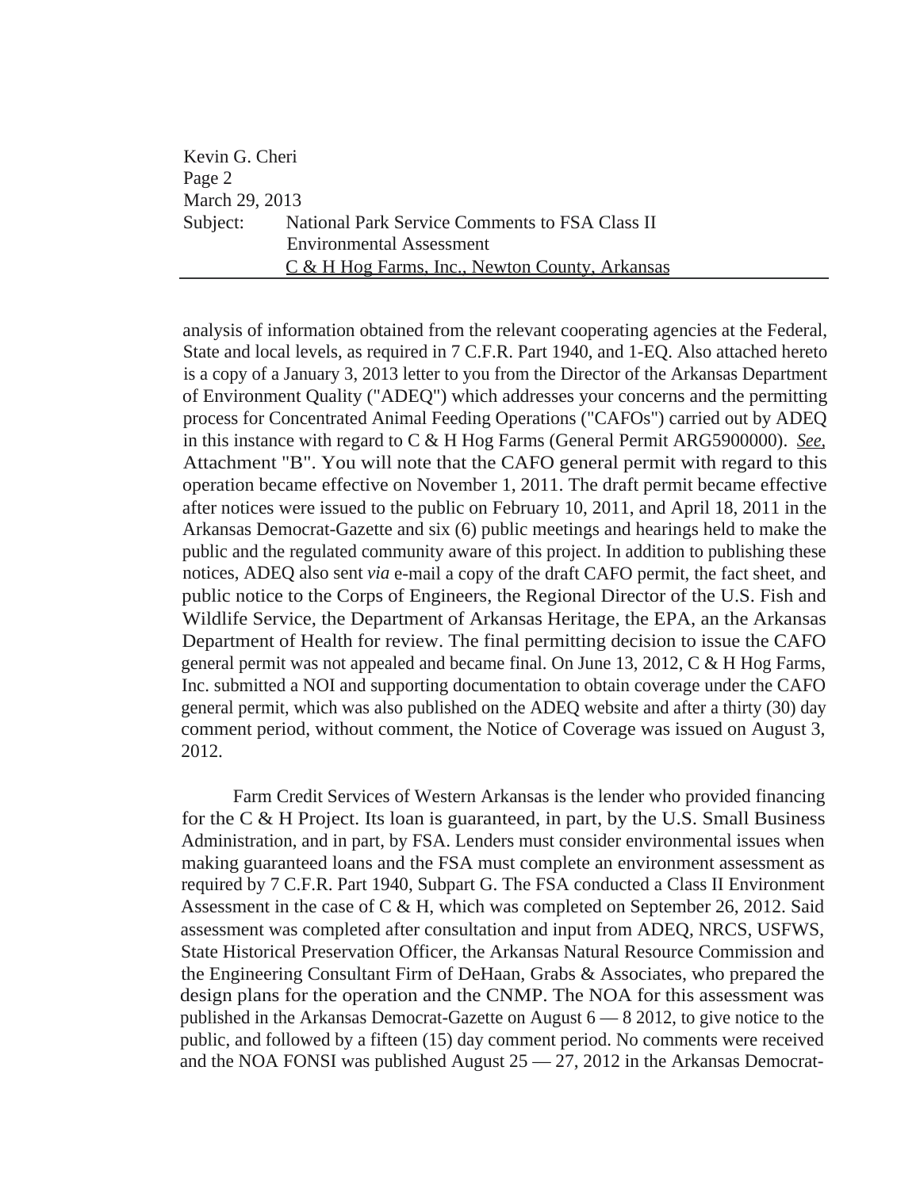analysis of information obtained from the relevant cooperating agencies at the Federal, State and local levels, as required in 7 C.F.R. Part 1940, and 1-EQ. Also attached hereto is a copy of a January 3, 2013 letter to you from the Director of the Arkansas Department of Environment Quality ("ADEQ") which addresses your concerns and the permitting process for Concentrated Animal Feeding Operations ("CAFOs") carried out by ADEQ in this instance with regard to C & H Hog Farms (General Permit ARG5900000). *See*, Attachment "B". You will note that the CAFO general permit with regard to this operation became effective on November 1, 2011. The draft permit became effective after notices were issued to the public on February 10, 2011, and April 18, 2011 in the Arkansas Democrat-Gazette and six (6) public meetings and hearings held to make the public and the regulated community aware of this project. In addition to publishing these notices, ADEQ also sent *via* e-mail a copy of the draft CAFO permit, the fact sheet, and public notice to the Corps of Engineers, the Regional Director of the U.S. Fish and Wildlife Service, the Department of Arkansas Heritage, the EPA, an the Arkansas Department of Health for review. The final permitting decision to issue the CAFO general permit was not appealed and became final. On June 13, 2012, C & H Hog Farms, Inc. submitted a NOI and supporting documentation to obtain coverage under the CAFO general permit, which was also published on the ADEQ website and after a thirty (30) day comment period, without comment, the Notice of Coverage was issued on August 3, 2012.

Farm Credit Services of Western Arkansas is the lender who provided financing for the C & H Project. Its loan is guaranteed, in part, by the U.S. Small Business Administration, and in part, by FSA. Lenders must consider environmental issues when making guaranteed loans and the FSA must complete an environment assessment as required by 7 C.F.R. Part 1940, Subpart G. The FSA conducted a Class II Environment Assessment in the case of C & H, which was completed on September 26, 2012. Said assessment was completed after consultation and input from ADEQ, NRCS, USFWS, State Historical Preservation Officer, the Arkansas Natural Resource Commission and the Engineering Consultant Firm of DeHaan, Grabs & Associates, who prepared the design plans for the operation and the CNMP. The NOA for this assessment was published in the Arkansas Democrat-Gazette on August 6 — 8 2012, to give notice to the public, and followed by a fifteen (15) day comment period. No comments were received and the NOA FONSI was published August 25 — 27, 2012 in the Arkansas Democrat-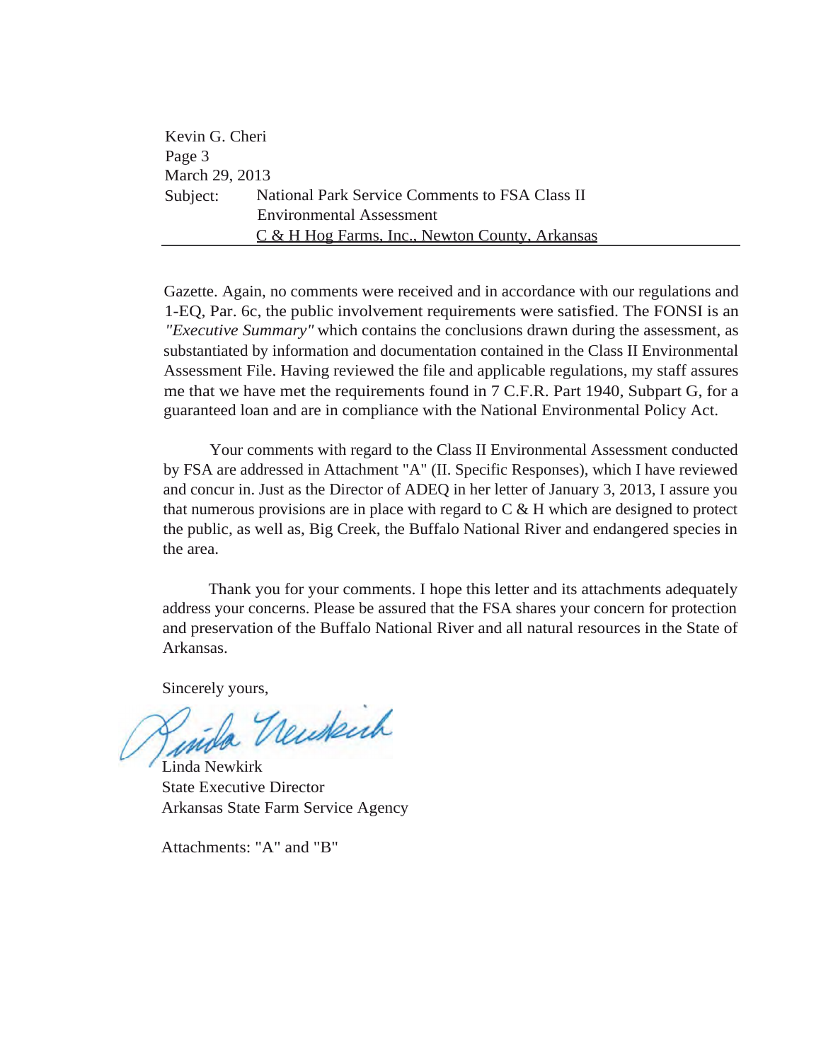Kevin G. Cheri
Page 3
March 29, 2013
Subject: National Park Service Comments to FSA Class II Environmental Assessment
C & H Hog Farms, Inc., Newton County, Arkansas

Gazette. Again, no comments were received and in accordance with our regulations and 1-EQ, Par. 6c, the public involvement requirements were satisfied. The FONSI is an *"Executive Summary"* which contains the conclusions drawn during the assessment, as substantiated by information and documentation contained in the Class II Environmental Assessment File. Having reviewed the file and applicable regulations, my staff assures me that we have met the requirements found in 7 C.F.R. Part 1940, Subpart G, for a guaranteed loan and are in compliance with the National Environmental Policy Act.

Your comments with regard to the Class II Environmental Assessment conducted by FSA are addressed in Attachment "A" (II. Specific Responses), which I have reviewed and concur in. Just as the Director of ADEQ in her letter of January 3, 2013, I assure you that numerous provisions are in place with regard to C & H which are designed to protect the public, as well as, Big Creek, the Buffalo National River and endangered species in the area.

Thank you for your comments. I hope this letter and its attachments adequately address your concerns. Please be assured that the FSA shares your concern for protection and preservation of the Buffalo National River and all natural resources in the State of Arkansas.

Sincerely yours,

Linda Newkirk
State Executive Director
Arkansas State Farm Service Agency

Attachments: "A" and "B"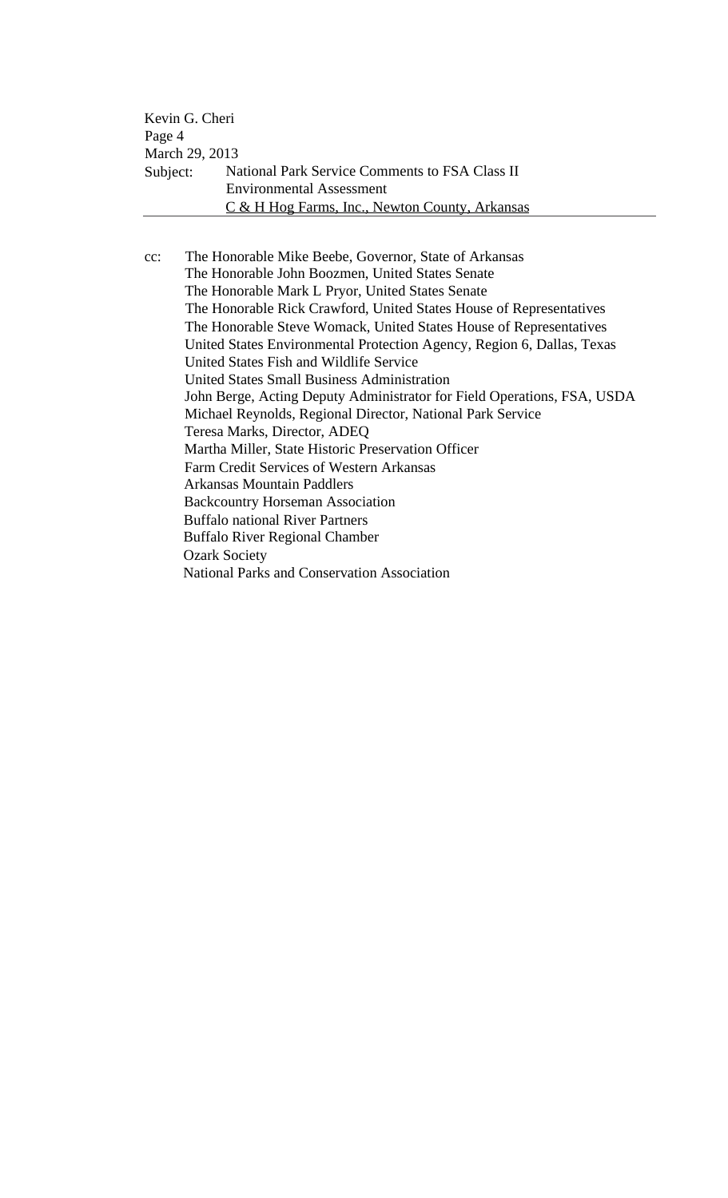Kevin G. Cheri
Page 4
March 29, 2013
Subject: National Park Service Comments to FSA Class II Environmental Assessment
C & H Hog Farms, Inc., Newton County, Arkansas

cc: The Honorable Mike Beebe, Governor, State of Arkansas
The Honorable John Boozmen, United States Senate
The Honorable Mark L Pryor, United States Senate
The Honorable Rick Crawford, United States House of Representatives
The Honorable Steve Womack, United States House of Representatives
United States Environmental Protection Agency, Region 6, Dallas, Texas
United States Fish and Wildlife Service
United States Small Business Administration
John Berge, Acting Deputy Administrator for Field Operations, FSA, USDA
Michael Reynolds, Regional Director, National Park Service
Teresa Marks, Director, ADEQ
Martha Miller, State Historic Preservation Officer
Farm Credit Services of Western Arkansas
Arkansas Mountain Paddlers
Backcountry Horseman Association
Buffalo national River Partners
Buffalo River Regional Chamber
Ozark Society
National Parks and Conservation Association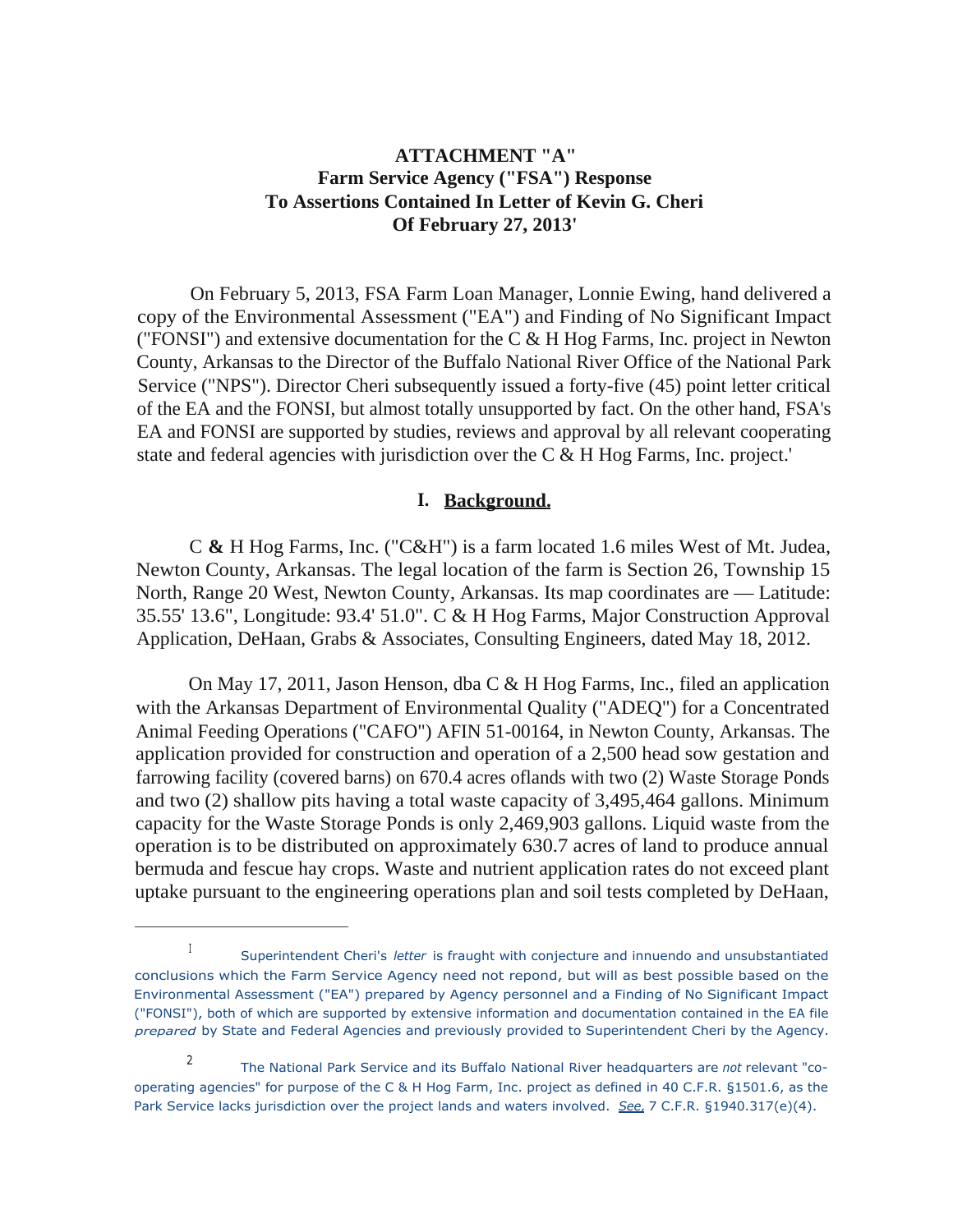# ATTACHMENT "A"
# Farm Service Agency ("FSA") Response To Assertions Contained In Letter of Kevin G. Cheri Of February 27, 2013'

On February 5, 2013, FSA Farm Loan Manager, Lonnie Ewing, hand delivered a copy of the Environmental Assessment ("EA") and Finding of No Significant Impact ("FONSI") and extensive documentation for the C & H Hog Farms, Inc. project in Newton County, Arkansas to the Director of the Buffalo National River Office of the National Park Service ("NPS"). Director Cheri subsequently issued a forty-five (45) point letter critical of the EA and the FONSI, but almost totally unsupported by fact. On the other hand, FSA's EA and FONSI are supported by studies, reviews and approval by all relevant cooperating state and federal agencies with jurisdiction over the C & H Hog Farms, Inc. project.'

## I. Background.

C **&** H Hog Farms, Inc. ("C&H") is a farm located 1.6 miles West of Mt. Judea, Newton County, Arkansas. The legal location of the farm is Section 26, Township 15 North, Range 20 West, Newton County, Arkansas. Its map coordinates are — Latitude: 35.55' 13.6", Longitude: 93.4' 51.0". C & H Hog Farms, Major Construction Approval Application, DeHaan, Grabs & Associates, Consulting Engineers, dated May 18, 2012.

On May 17, 2011, Jason Henson, dba C & H Hog Farms, Inc., filed an application with the Arkansas Department of Environmental Quality ("ADEQ") for a Concentrated Animal Feeding Operations ("CAFO") AFIN 51-00164, in Newton County, Arkansas. The application provided for construction and operation of a 2,500 head sow gestation and farrowing facility (covered barns) on 670.4 acres oflands with two (2) Waste Storage Ponds and two (2) shallow pits having a total waste capacity of 3,495,464 gallons. Minimum capacity for the Waste Storage Ponds is only 2,469,903 gallons. Liquid waste from the operation is to be distributed on approximately 630.7 acres of land to produce annual bermuda and fescue hay crops. Waste and nutrient application rates do not exceed plant uptake pursuant to the engineering operations plan and soil tests completed by DeHaan,

---

[1] Superintendent Cheri's *letter* is fraught with conjecture and innuendo and unsubstantiated conclusions which the Farm Service Agency need not repond, but will as best possible based on the Environmental Assessment ("EA") prepared by Agency personnel and a Finding of No Significant Impact ("FONSI"), both of which are supported by extensive information and documentation contained in the EA file *prepared* by State and Federal Agencies and previously provided to Superintendent Cheri by the Agency.

[2] The National Park Service and its Buffalo National River headquarters are *not* relevant "co-operating agencies" for purpose of the C & H Hog Farm, Inc. project as defined in 40 C.F.R. §1501.6, as the Park Service lacks jurisdiction over the project lands and waters involved. *See,* 7 C.F.R. §1940.317(e)(4).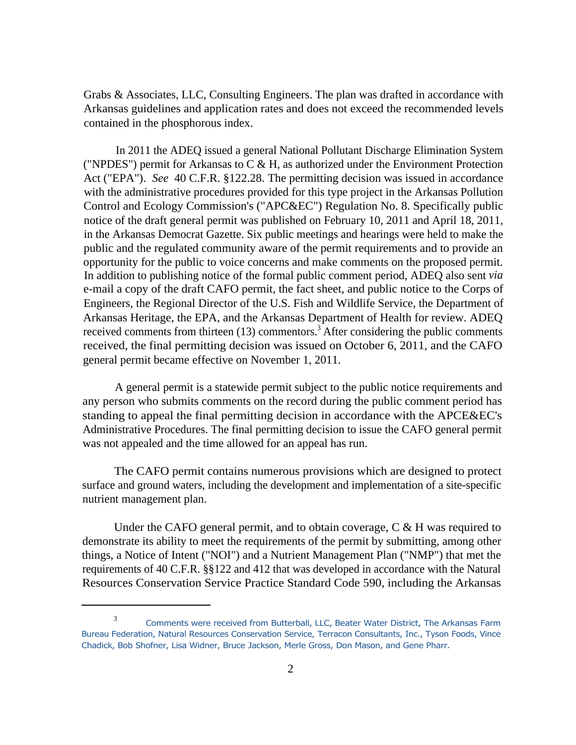Grabs & Associates, LLC, Consulting Engineers. The plan was drafted in accordance with Arkansas guidelines and application rates and does not exceed the recommended levels contained in the phosphorous index.

In 2011 the ADEQ issued a general National Pollutant Discharge Elimination System ("NPDES") permit for Arkansas to C & H, as authorized under the Environment Protection Act ("EPA"). *See* 40 C.F.R. §122.28. The permitting decision was issued in accordance with the administrative procedures provided for this type project in the Arkansas Pollution Control and Ecology Commission's ("APC&EC") Regulation No. 8. Specifically public notice of the draft general permit was published on February 10, 2011 and April 18, 2011, in the Arkansas Democrat Gazette. Six public meetings and hearings were held to make the public and the regulated community aware of the permit requirements and to provide an opportunity for the public to voice concerns and make comments on the proposed permit. In addition to publishing notice of the formal public comment period, ADEQ also sent *via* e-mail a copy of the draft CAFO permit, the fact sheet, and public notice to the Corps of Engineers, the Regional Director of the U.S. Fish and Wildlife Service, the Department of Arkansas Heritage, the EPA, and the Arkansas Department of Health for review. ADEQ received comments from thirteen (13) commentors.[3] After considering the public comments received, the final permitting decision was issued on October 6, 2011, and the CAFO general permit became effective on November 1, 2011.

A general permit is a statewide permit subject to the public notice requirements and any person who submits comments on the record during the public comment period has standing to appeal the final permitting decision in accordance with the APCE&EC's Administrative Procedures. The final permitting decision to issue the CAFO general permit was not appealed and the time allowed for an appeal has run.

The CAFO permit contains numerous provisions which are designed to protect surface and ground waters, including the development and implementation of a site-specific nutrient management plan.

Under the CAFO general permit, and to obtain coverage, C & H was required to demonstrate its ability to meet the requirements of the permit by submitting, among other things, a Notice of Intent ("NOI") and a Nutrient Management Plan ("NMP") that met the requirements of 40 C.F.R. §§122 and 412 that was developed in accordance with the Natural Resources Conservation Service Practice Standard Code 590, including the Arkansas

---

[3] Comments were received from Butterball, LLC, Beater Water District, The Arkansas Farm Bureau Federation, Natural Resources Conservation Service, Terracon Consultants, Inc., Tyson Foods, Vince Chadick, Bob Shofner, Lisa Widner, Bruce Jackson, Merle Gross, Don Mason, and Gene Pharr.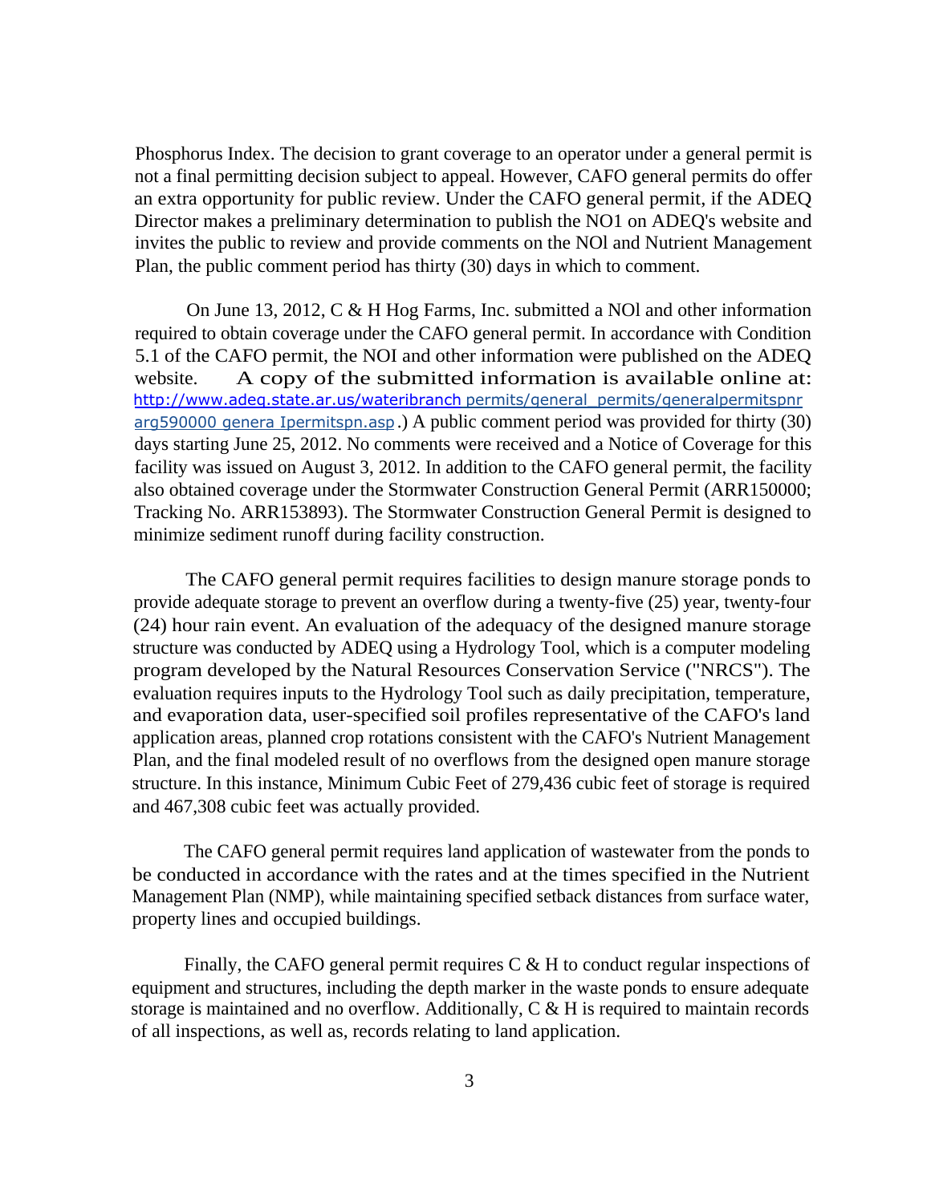Phosphorus Index. The decision to grant coverage to an operator under a general permit is not a final permitting decision subject to appeal. However, CAFO general permits do offer an extra opportunity for public review. Under the CAFO general permit, if the ADEQ Director makes a preliminary determination to publish the NO1 on ADEQ's website and invites the public to review and provide comments on the NOl and Nutrient Management Plan, the public comment period has thirty (30) days in which to comment.

On June 13, 2012, C & H Hog Farms, Inc. submitted a NOl and other information required to obtain coverage under the CAFO general permit. In accordance with Condition 5.1 of the CAFO permit, the NOI and other information were published on the ADEQ website. A copy of the submitted information is available online at: http://www.adeq.state.ar.us/wateribranch permits/general_permits/generalpermitspnr arg590000 genera Ipermitspn.asp.) A public comment period was provided for thirty (30) days starting June 25, 2012. No comments were received and a Notice of Coverage for this facility was issued on August 3, 2012. In addition to the CAFO general permit, the facility also obtained coverage under the Stormwater Construction General Permit (ARR150000; Tracking No. ARR153893). The Stormwater Construction General Permit is designed to minimize sediment runoff during facility construction.

The CAFO general permit requires facilities to design manure storage ponds to provide adequate storage to prevent an overflow during a twenty-five (25) year, twenty-four (24) hour rain event. An evaluation of the adequacy of the designed manure storage structure was conducted by ADEQ using a Hydrology Tool, which is a computer modeling program developed by the Natural Resources Conservation Service ("NRCS"). The evaluation requires inputs to the Hydrology Tool such as daily precipitation, temperature, and evaporation data, user-specified soil profiles representative of the CAFO's land application areas, planned crop rotations consistent with the CAFO's Nutrient Management Plan, and the final modeled result of no overflows from the designed open manure storage structure. In this instance, Minimum Cubic Feet of 279,436 cubic feet of storage is required and 467,308 cubic feet was actually provided.

The CAFO general permit requires land application of wastewater from the ponds to be conducted in accordance with the rates and at the times specified in the Nutrient Management Plan (NMP), while maintaining specified setback distances from surface water, property lines and occupied buildings.

Finally, the CAFO general permit requires C & H to conduct regular inspections of equipment and structures, including the depth marker in the waste ponds to ensure adequate storage is maintained and no overflow. Additionally, C & H is required to maintain records of all inspections, as well as, records relating to land application.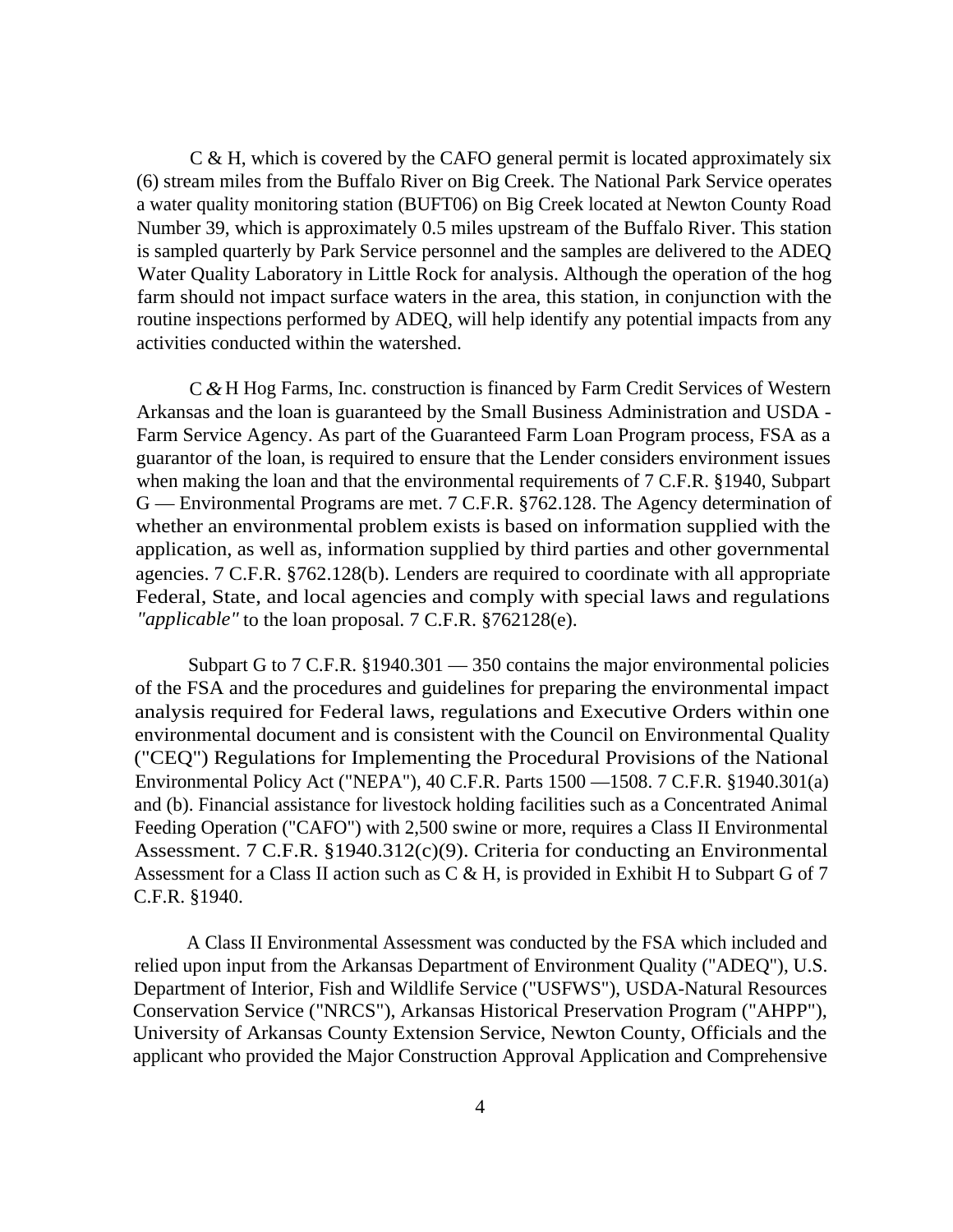C & H, which is covered by the CAFO general permit is located approximately six (6) stream miles from the Buffalo River on Big Creek. The National Park Service operates a water quality monitoring station (BUFT06) on Big Creek located at Newton County Road Number 39, which is approximately 0.5 miles upstream of the Buffalo River. This station is sampled quarterly by Park Service personnel and the samples are delivered to the ADEQ Water Quality Laboratory in Little Rock for analysis. Although the operation of the hog farm should not impact surface waters in the area, this station, in conjunction with the routine inspections performed by ADEQ, will help identify any potential impacts from any activities conducted within the watershed.

C & H Hog Farms, Inc. construction is financed by Farm Credit Services of Western Arkansas and the loan is guaranteed by the Small Business Administration and USDA - Farm Service Agency. As part of the Guaranteed Farm Loan Program process, FSA as a guarantor of the loan, is required to ensure that the Lender considers environment issues when making the loan and that the environmental requirements of 7 C.F.R. §1940, Subpart G — Environmental Programs are met. 7 C.F.R. §762.128. The Agency determination of whether an environmental problem exists is based on information supplied with the application, as well as, information supplied by third parties and other governmental agencies. 7 C.F.R. §762.128(b). Lenders are required to coordinate with all appropriate Federal, State, and local agencies and comply with special laws and regulations *"applicable"* to the loan proposal. 7 C.F.R. §762128(e).

Subpart G to 7 C.F.R. §1940.301 — 350 contains the major environmental policies of the FSA and the procedures and guidelines for preparing the environmental impact analysis required for Federal laws, regulations and Executive Orders within one environmental document and is consistent with the Council on Environmental Quality ("CEQ") Regulations for Implementing the Procedural Provisions of the National Environmental Policy Act ("NEPA"), 40 C.F.R. Parts 1500 —1508. 7 C.F.R. §1940.301(a) and (b). Financial assistance for livestock holding facilities such as a Concentrated Animal Feeding Operation ("CAFO") with 2,500 swine or more, requires a Class II Environmental Assessment. 7 C.F.R. §1940.312(c)(9). Criteria for conducting an Environmental Assessment for a Class II action such as C & H, is provided in Exhibit H to Subpart G of 7 C.F.R. §1940.

A Class II Environmental Assessment was conducted by the FSA which included and relied upon input from the Arkansas Department of Environment Quality ("ADEQ"), U.S. Department of Interior, Fish and Wildlife Service ("USFWS"), USDA-Natural Resources Conservation Service ("NRCS"), Arkansas Historical Preservation Program ("AHPP"), University of Arkansas County Extension Service, Newton County, Officials and the applicant who provided the Major Construction Approval Application and Comprehensive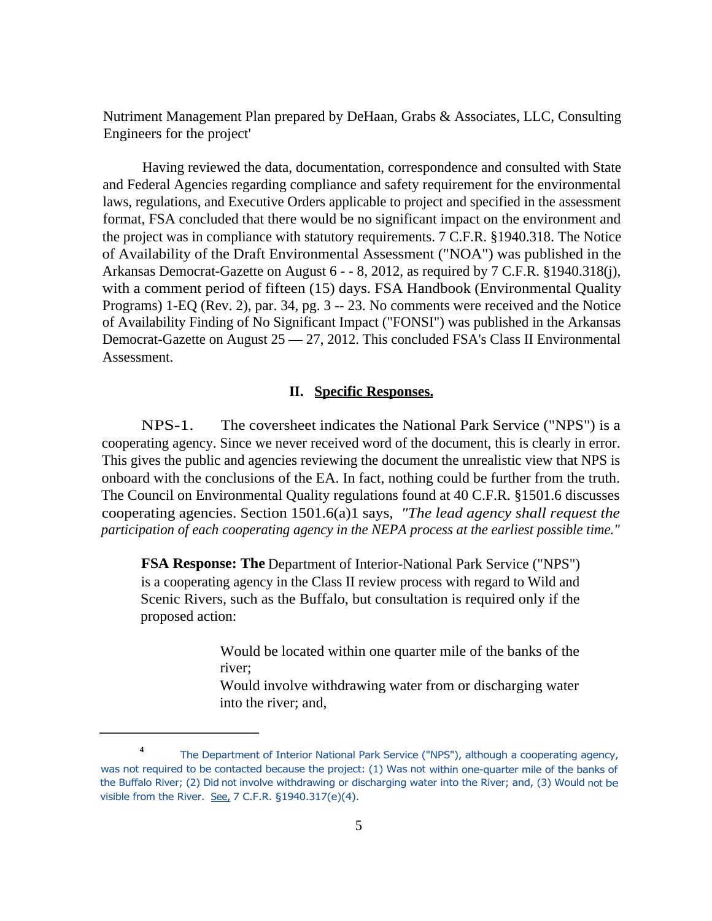Nutriment Management Plan prepared by DeHaan, Grabs & Associates, LLC, Consulting Engineers for the project'

Having reviewed the data, documentation, correspondence and consulted with State and Federal Agencies regarding compliance and safety requirement for the environmental laws, regulations, and Executive Orders applicable to project and specified in the assessment format, FSA concluded that there would be no significant impact on the environment and the project was in compliance with statutory requirements. 7 C.F.R. §1940.318. The Notice of Availability of the Draft Environmental Assessment ("NOA") was published in the Arkansas Democrat-Gazette on August 6 - - 8, 2012, as required by 7 C.F.R. §1940.318(j), with a comment period of fifteen (15) days. FSA Handbook (Environmental Quality Programs) 1-EQ (Rev. 2), par. 34, pg. 3 -- 23. No comments were received and the Notice of Availability Finding of No Significant Impact ("FONSI") was published in the Arkansas Democrat-Gazette on August 25 — 27, 2012. This concluded FSA's Class II Environmental Assessment.

## II. Specific Responses.

NPS-1. The coversheet indicates the National Park Service ("NPS") is a cooperating agency. Since we never received word of the document, this is clearly in error. This gives the public and agencies reviewing the document the unrealistic view that NPS is onboard with the conclusions of the EA. In fact, nothing could be further from the truth. The Council on Environmental Quality regulations found at 40 C.F.R. §1501.6 discusses cooperating agencies. Section 1501.6(a)1 says, *"The lead agency shall request the participation of each cooperating agency in the NEPA process at the earliest possible time."*

> **FSA Response: The** Department of Interior-National Park Service ("NPS") is a cooperating agency in the Class II review process with regard to Wild and Scenic Rivers, such as the Buffalo, but consultation is required only if the proposed action:
>
> > Would be located within one quarter mile of the banks of the river;
> > Would involve withdrawing water from or discharging water into the river; and,

---

[4] The Department of Interior National Park Service ("NPS"), although a cooperating agency, was not required to be contacted because the project: (1) Was not within one-quarter mile of the banks of the Buffalo River; (2) Did not involve withdrawing or discharging water into the River; and, (3) Would not be visible from the River. See, 7 C.F.R. §1940.317(e)(4).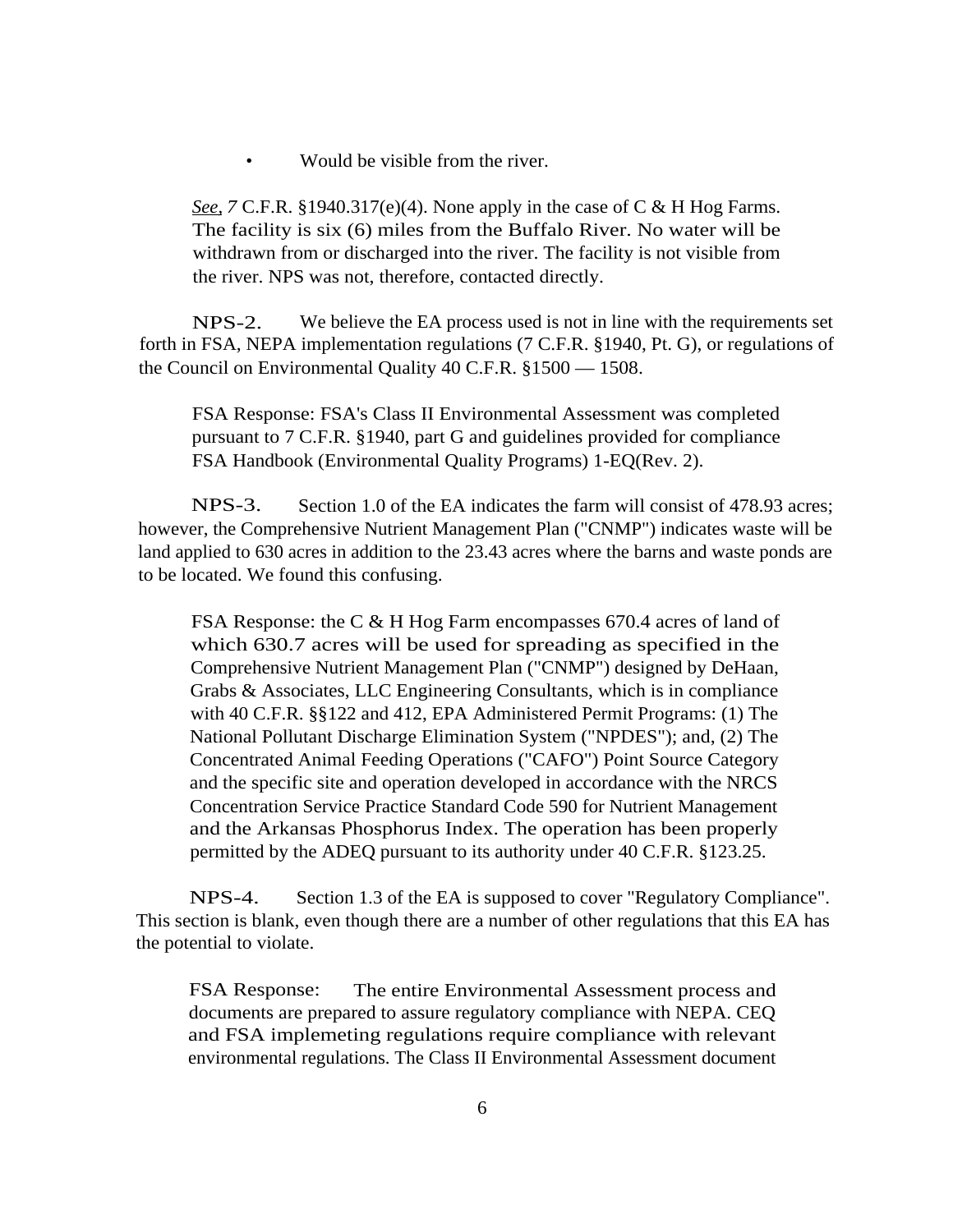- Would be visible from the river.

> *See*, *7* C.F.R. §1940.317(e)(4). None apply in the case of C & H Hog Farms. The facility is six (6) miles from the Buffalo River. No water will be withdrawn from or discharged into the river. The facility is not visible from the river. NPS was not, therefore, contacted directly.

NPS-2. We believe the EA process used is not in line with the requirements set forth in FSA, NEPA implementation regulations (7 C.F.R. §1940, Pt. G), or regulations of the Council on Environmental Quality 40 C.F.R. §1500 — 1508.

> FSA Response: FSA's Class II Environmental Assessment was completed pursuant to 7 C.F.R. §1940, part G and guidelines provided for compliance FSA Handbook (Environmental Quality Programs) 1-EQ(Rev. 2).

NPS-3. Section 1.0 of the EA indicates the farm will consist of 478.93 acres; however, the Comprehensive Nutrient Management Plan ("CNMP") indicates waste will be land applied to 630 acres in addition to the 23.43 acres where the barns and waste ponds are to be located. We found this confusing.

> FSA Response: the C & H Hog Farm encompasses 670.4 acres of land of which 630.7 acres will be used for spreading as specified in the Comprehensive Nutrient Management Plan ("CNMP") designed by DeHaan, Grabs & Associates, LLC Engineering Consultants, which is in compliance with 40 C.F.R. §§122 and 412, EPA Administered Permit Programs: (1) The National Pollutant Discharge Elimination System ("NPDES"); and, (2) The Concentrated Animal Feeding Operations ("CAFO") Point Source Category and the specific site and operation developed in accordance with the NRCS Concentration Service Practice Standard Code 590 for Nutrient Management and the Arkansas Phosphorus Index. The operation has been properly permitted by the ADEQ pursuant to its authority under 40 C.F.R. §123.25.

NPS-4. Section 1.3 of the EA is supposed to cover "Regulatory Compliance". This section is blank, even though there are a number of other regulations that this EA has the potential to violate.

> FSA Response: The entire Environmental Assessment process and documents are prepared to assure regulatory compliance with NEPA. CEQ and FSA implemeting regulations require compliance with relevant environmental regulations. The Class II Environmental Assessment document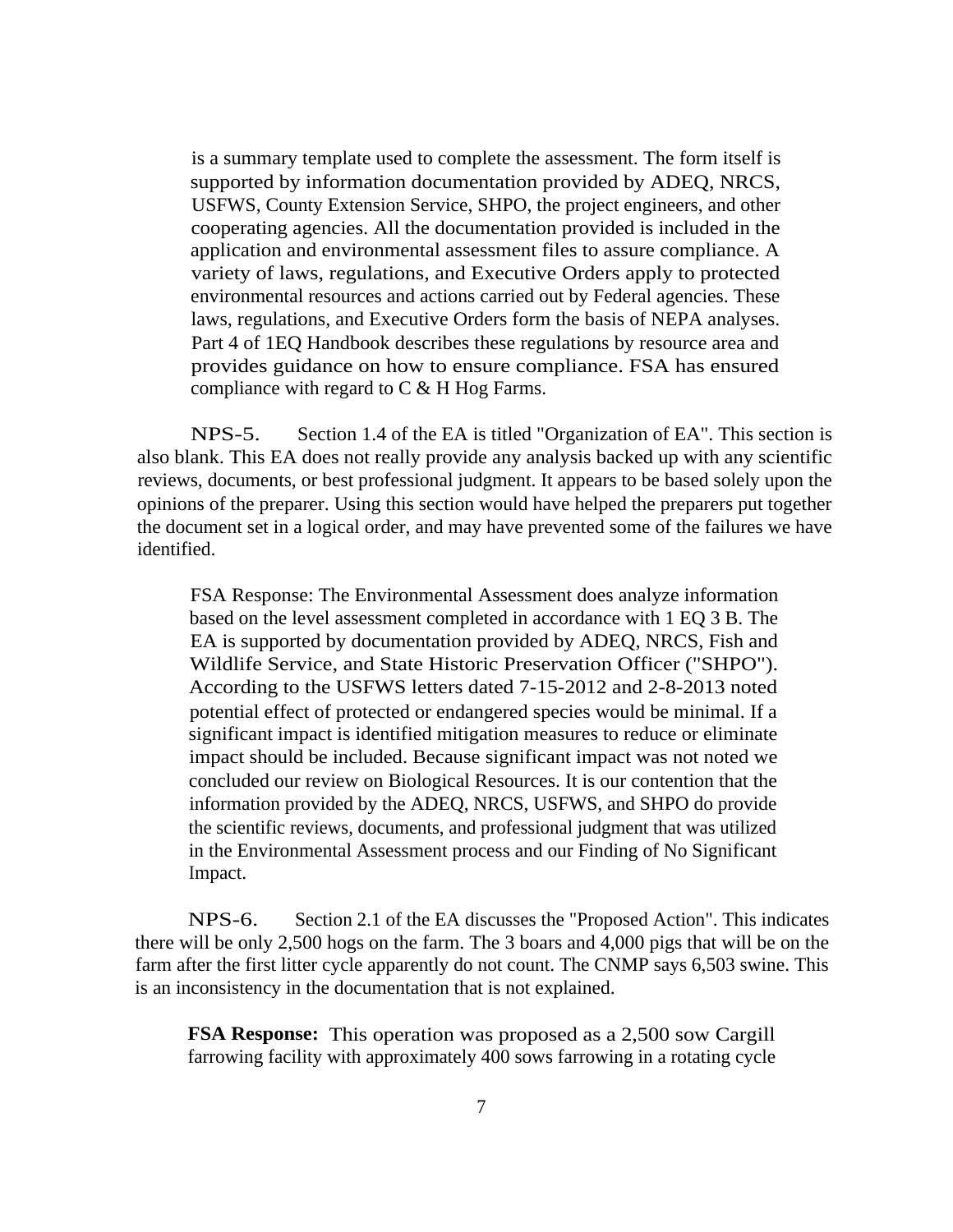is a summary template used to complete the assessment. The form itself is supported by information documentation provided by ADEQ, NRCS, USFWS, County Extension Service, SHPO, the project engineers, and other cooperating agencies. All the documentation provided is included in the application and environmental assessment files to assure compliance. A variety of laws, regulations, and Executive Orders apply to protected environmental resources and actions carried out by Federal agencies. These laws, regulations, and Executive Orders form the basis of NEPA analyses. Part 4 of 1EQ Handbook describes these regulations by resource area and provides guidance on how to ensure compliance. FSA has ensured compliance with regard to C & H Hog Farms.

NPS-5. Section 1.4 of the EA is titled "Organization of EA". This section is also blank. This EA does not really provide any analysis backed up with any scientific reviews, documents, or best professional judgment. It appears to be based solely upon the opinions of the preparer. Using this section would have helped the preparers put together the document set in a logical order, and may have prevented some of the failures we have identified.

FSA Response: The Environmental Assessment does analyze information based on the level assessment completed in accordance with 1 EQ 3 B. The EA is supported by documentation provided by ADEQ, NRCS, Fish and Wildlife Service, and State Historic Preservation Officer ("SHPO"). According to the USFWS letters dated 7-15-2012 and 2-8-2013 noted potential effect of protected or endangered species would be minimal. If a significant impact is identified mitigation measures to reduce or eliminate impact should be included. Because significant impact was not noted we concluded our review on Biological Resources. It is our contention that the information provided by the ADEQ, NRCS, USFWS, and SHPO do provide the scientific reviews, documents, and professional judgment that was utilized in the Environmental Assessment process and our Finding of No Significant Impact.

NPS-6. Section 2.1 of the EA discusses the "Proposed Action". This indicates there will be only 2,500 hogs on the farm. The 3 boars and 4,000 pigs that will be on the farm after the first litter cycle apparently do not count. The CNMP says 6,503 swine. This is an inconsistency in the documentation that is not explained.

**FSA Response:** This operation was proposed as a 2,500 sow Cargill farrowing facility with approximately 400 sows farrowing in a rotating cycle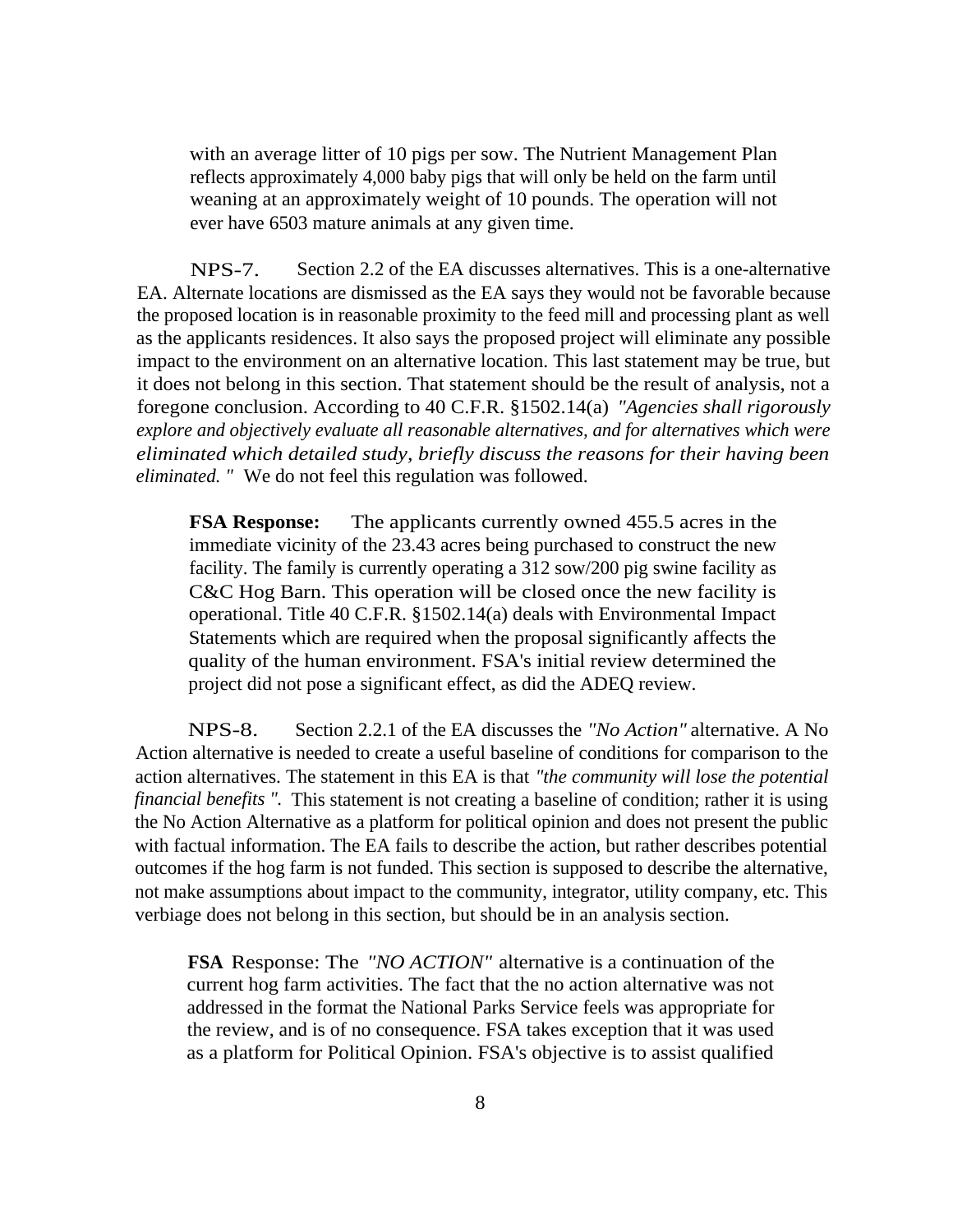with an average litter of 10 pigs per sow. The Nutrient Management Plan reflects approximately 4,000 baby pigs that will only be held on the farm until weaning at an approximately weight of 10 pounds. The operation will not ever have 6503 mature animals at any given time.

NPS-7. Section 2.2 of the EA discusses alternatives. This is a one-alternative EA. Alternate locations are dismissed as the EA says they would not be favorable because the proposed location is in reasonable proximity to the feed mill and processing plant as well as the applicants residences. It also says the proposed project will eliminate any possible impact to the environment on an alternative location. This last statement may be true, but it does not belong in this section. That statement should be the result of analysis, not a foregone conclusion. According to 40 C.F.R. §1502.14(a) *"Agencies shall rigorously explore and objectively evaluate all reasonable alternatives, and for alternatives which were eliminated which detailed study, briefly discuss the reasons for their having been eliminated. "* We do not feel this regulation was followed.

**FSA Response:** The applicants currently owned 455.5 acres in the immediate vicinity of the 23.43 acres being purchased to construct the new facility. The family is currently operating a 312 sow/200 pig swine facility as C&C Hog Barn. This operation will be closed once the new facility is operational. Title 40 C.F.R. §1502.14(a) deals with Environmental Impact Statements which are required when the proposal significantly affects the quality of the human environment. FSA's initial review determined the project did not pose a significant effect, as did the ADEQ review.

NPS-8. Section 2.2.1 of the EA discusses the *"No Action"* alternative. A No Action alternative is needed to create a useful baseline of conditions for comparison to the action alternatives. The statement in this EA is that *"the community will lose the potential financial benefits ".* This statement is not creating a baseline of condition; rather it is using the No Action Alternative as a platform for political opinion and does not present the public with factual information. The EA fails to describe the action, but rather describes potential outcomes if the hog farm is not funded. This section is supposed to describe the alternative, not make assumptions about impact to the community, integrator, utility company, etc. This verbiage does not belong in this section, but should be in an analysis section.

**FSA** Response: The *"NO ACTION"* alternative is a continuation of the current hog farm activities. The fact that the no action alternative was not addressed in the format the National Parks Service feels was appropriate for the review, and is of no consequence. FSA takes exception that it was used as a platform for Political Opinion. FSA's objective is to assist qualified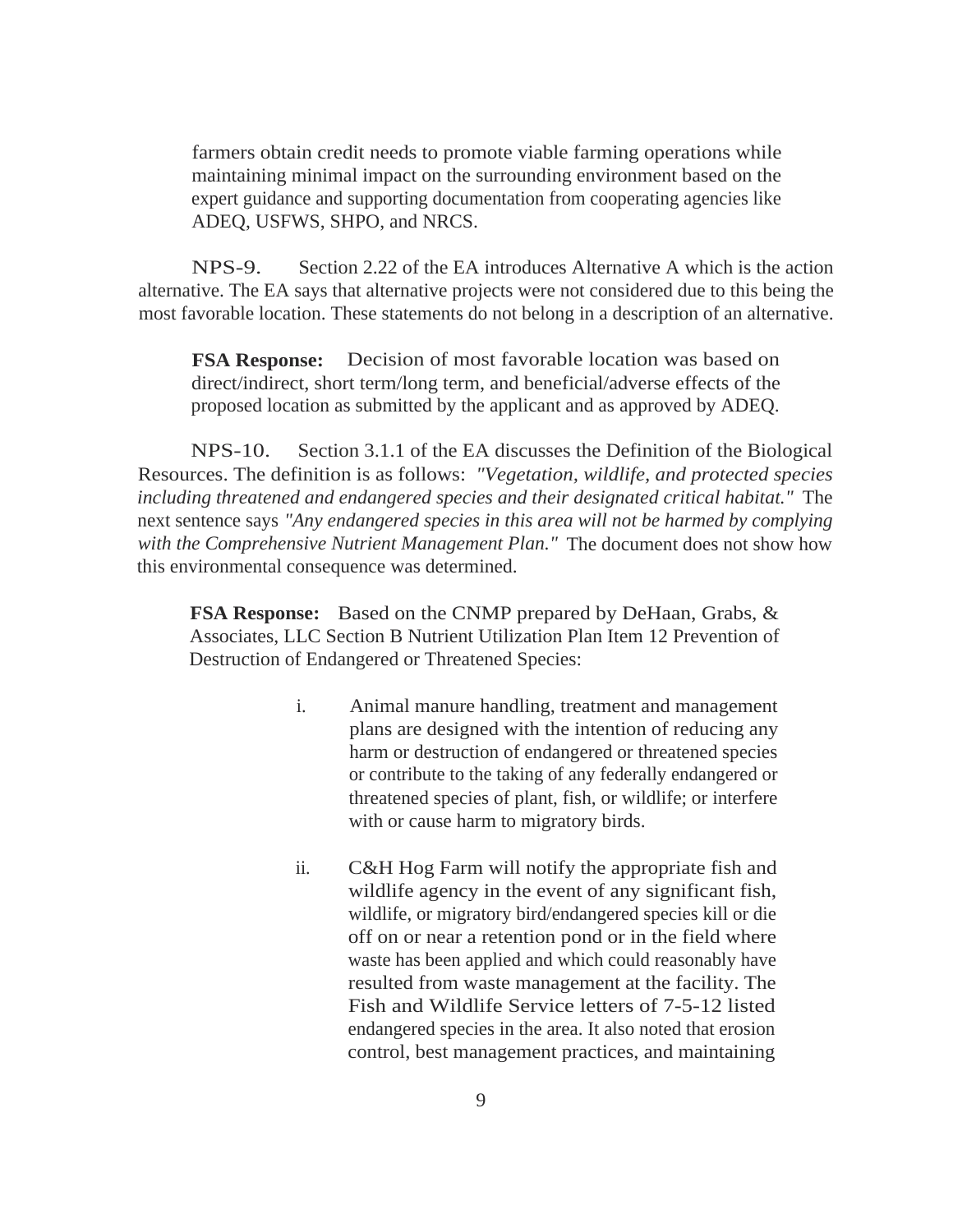farmers obtain credit needs to promote viable farming operations while maintaining minimal impact on the surrounding environment based on the expert guidance and supporting documentation from cooperating agencies like ADEQ, USFWS, SHPO, and NRCS.

NPS-9. Section 2.22 of the EA introduces Alternative A which is the action alternative. The EA says that alternative projects were not considered due to this being the most favorable location. These statements do not belong in a description of an alternative.

**FSA Response:** Decision of most favorable location was based on direct/indirect, short term/long term, and beneficial/adverse effects of the proposed location as submitted by the applicant and as approved by ADEQ.

NPS-10. Section 3.1.1 of the EA discusses the Definition of the Biological Resources. The definition is as follows: *"Vegetation, wildlife, and protected species including threatened and endangered species and their designated critical habitat."* The next sentence says *"Any endangered species in this area will not be harmed by complying with the Comprehensive Nutrient Management Plan."* The document does not show how this environmental consequence was determined.

**FSA Response:** Based on the CNMP prepared by DeHaan, Grabs, & Associates, LLC Section B Nutrient Utilization Plan Item 12 Prevention of Destruction of Endangered or Threatened Species:

i. Animal manure handling, treatment and management plans are designed with the intention of reducing any harm or destruction of endangered or threatened species or contribute to the taking of any federally endangered or threatened species of plant, fish, or wildlife; or interfere with or cause harm to migratory birds.

ii. C&H Hog Farm will notify the appropriate fish and wildlife agency in the event of any significant fish, wildlife, or migratory bird/endangered species kill or die off on or near a retention pond or in the field where waste has been applied and which could reasonably have resulted from waste management at the facility. The Fish and Wildlife Service letters of 7-5-12 listed endangered species in the area. It also noted that erosion control, best management practices, and maintaining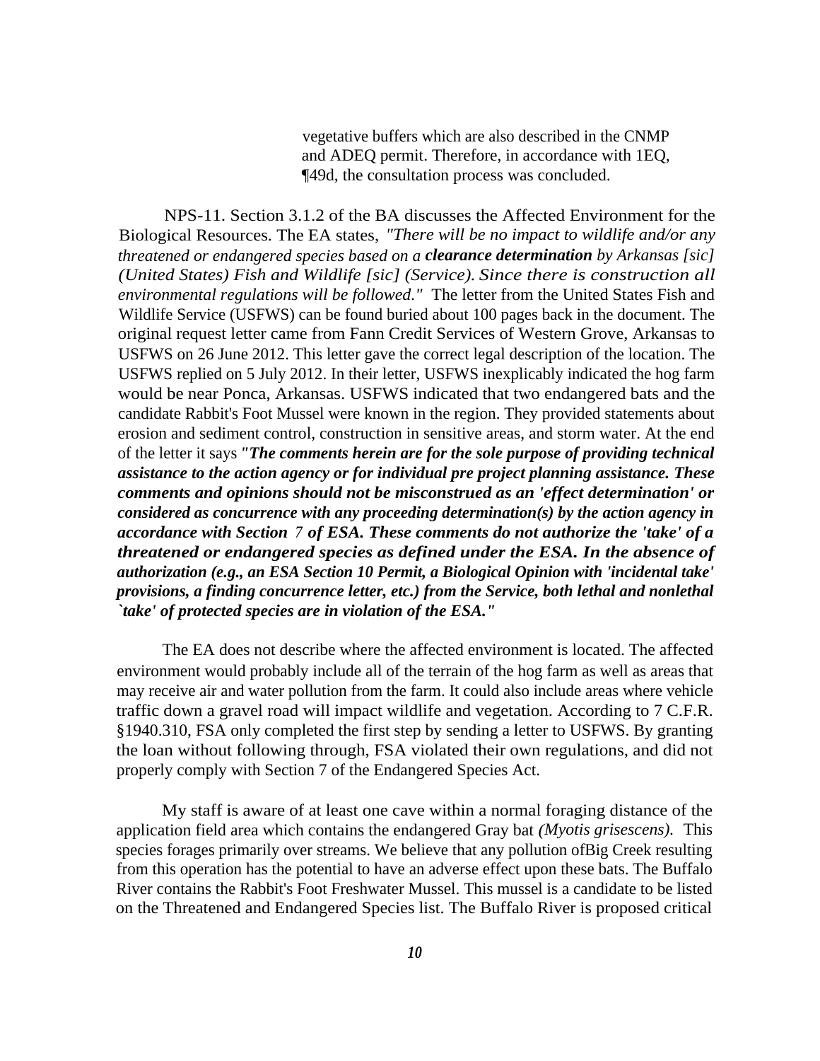> vegetative buffers which are also described in the CNMP and ADEQ permit. Therefore, in accordance with 1EQ, ¶49d, the consultation process was concluded.

NPS-11. Section 3.1.2 of the BA discusses the Affected Environment for the Biological Resources. The EA states, *"There will be no impact to wildlife and/or any threatened or endangered species based on a* ***clearance determination*** *by Arkansas [sic] (United States) Fish and Wildlife [sic] (Service). Since there is construction all environmental regulations will be followed."* The letter from the United States Fish and Wildlife Service (USFWS) can be found buried about 100 pages back in the document. The original request letter came from Fann Credit Services of Western Grove, Arkansas to USFWS on 26 June 2012. This letter gave the correct legal description of the location. The USFWS replied on 5 July 2012. In their letter, USFWS inexplicably indicated the hog farm would be near Ponca, Arkansas. USFWS indicated that two endangered bats and the candidate Rabbit's Foot Mussel were known in the region. They provided statements about erosion and sediment control, construction in sensitive areas, and storm water. At the end of the letter it says ***"The comments herein are for the sole purpose of providing technical assistance to the action agency or for individual pre project planning assistance. These comments and opinions should not be misconstrued as an 'effect determination' or considered as concurrence with any proceeding determination(s) by the action agency in accordance with Section 7 of ESA. These comments do not authorize the 'take' of a threatened or endangered species as defined under the ESA. In the absence of authorization (e.g., an ESA Section 10 Permit, a Biological Opinion with 'incidental take' provisions, a finding concurrence letter, etc.) from the Service, both lethal and nonlethal `take' of protected species are in violation of the ESA."***

The EA does not describe where the affected environment is located. The affected environment would probably include all of the terrain of the hog farm as well as areas that may receive air and water pollution from the farm. It could also include areas where vehicle traffic down a gravel road will impact wildlife and vegetation. According to 7 C.F.R. §1940.310, FSA only completed the first step by sending a letter to USFWS. By granting the loan without following through, FSA violated their own regulations, and did not properly comply with Section 7 of the Endangered Species Act.

My staff is aware of at least one cave within a normal foraging distance of the application field area which contains the endangered Gray bat *(Myotis grisescens).* This species forages primarily over streams. We believe that any pollution ofBig Creek resulting from this operation has the potential to have an adverse effect upon these bats. The Buffalo River contains the Rabbit's Foot Freshwater Mussel. This mussel is a candidate to be listed on the Threatened and Endangered Species list. The Buffalo River is proposed critical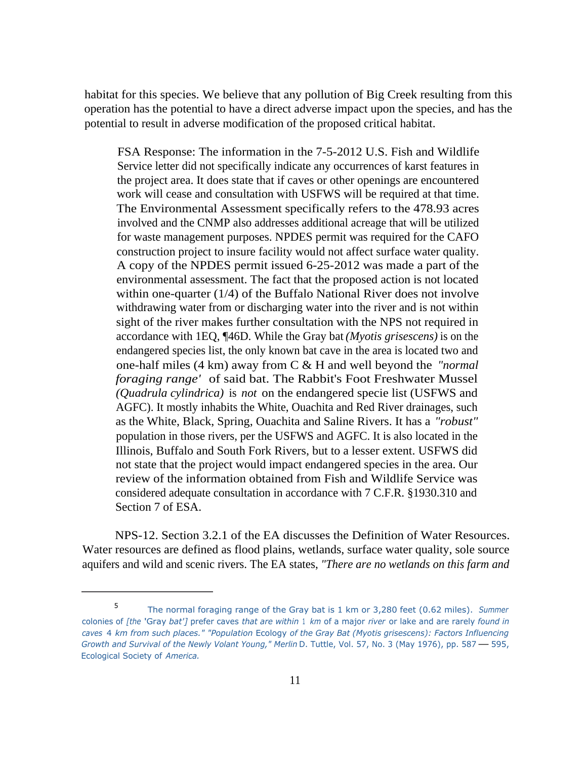habitat for this species. We believe that any pollution of Big Creek resulting from this operation has the potential to have a direct adverse impact upon the species, and has the potential to result in adverse modification of the proposed critical habitat.

> FSA Response: The information in the 7-5-2012 U.S. Fish and Wildlife Service letter did not specifically indicate any occurrences of karst features in the project area. It does state that if caves or other openings are encountered work will cease and consultation with USFWS will be required at that time. The Environmental Assessment specifically refers to the 478.93 acres involved and the CNMP also addresses additional acreage that will be utilized for waste management purposes. NPDES permit was required for the CAFO construction project to insure facility would not affect surface water quality. A copy of the NPDES permit issued 6-25-2012 was made a part of the environmental assessment. The fact that the proposed action is not located within one-quarter (1/4) of the Buffalo National River does not involve withdrawing water from or discharging water into the river and is not within sight of the river makes further consultation with the NPS not required in accordance with 1EQ, ¶46D. While the Gray bat *(Myotis grisescens)* is on the endangered species list, the only known bat cave in the area is located two and one-half miles (4 km) away from C & H and well beyond the *"normal foraging range'* of said bat. The Rabbit's Foot Freshwater Mussel *(Quadrula cylindrica)* is *not* on the endangered specie list (USFWS and AGFC). It mostly inhabits the White, Ouachita and Red River drainages, such as the White, Black, Spring, Ouachita and Saline Rivers. It has a *"robust"* population in those rivers, per the USFWS and AGFC. It is also located in the Illinois, Buffalo and South Fork Rivers, but to a lesser extent. USFWS did not state that the project would impact endangered species in the area. Our review of the information obtained from Fish and Wildlife Service was considered adequate consultation in accordance with 7 C.F.R. §1930.310 and Section 7 of ESA.

NPS-12. Section 3.2.1 of the EA discusses the Definition of Water Resources. Water resources are defined as flood plains, wetlands, surface water quality, sole source aquifers and wild and scenic rivers. The EA states, *"There are no wetlands on this farm and*

---

[5] The normal foraging range of the Gray bat is 1 km or 3,280 feet (0.62 miles). *Summer* colonies of *[the* 'Gray *bat']* prefer caves *that are within* 1 *km* of a major *river* or lake and are rarely *found in caves* 4 *km from such places." "Population* Ecology *of the Gray Bat (Myotis grisescens): Factors Influencing Growth and Survival of the Newly Volant Young," Merlin* D. Tuttle, Vol. 57, No. 3 (May 1976), pp. 587 — 595, Ecological Society of *America.*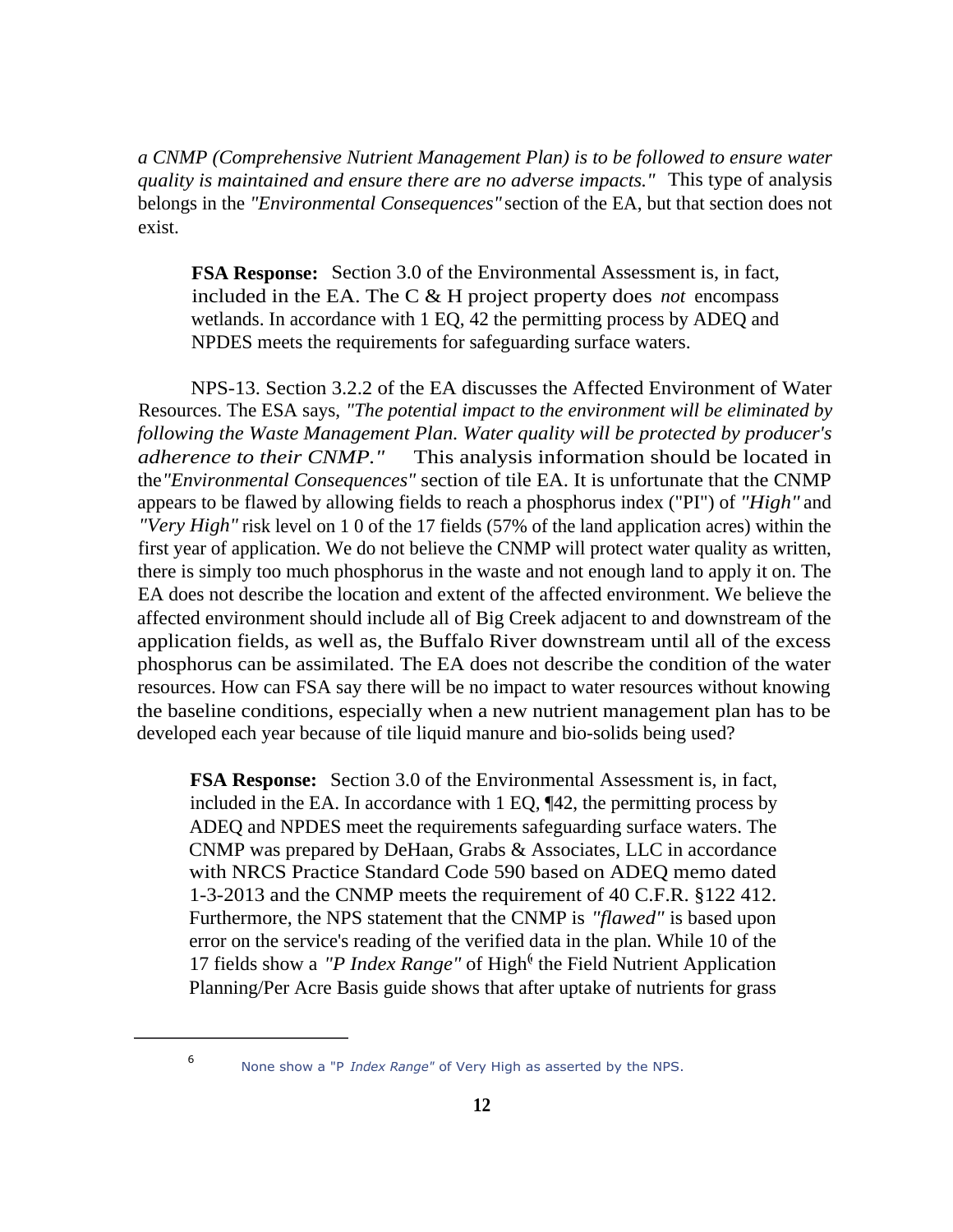*a CNMP (Comprehensive Nutrient Management Plan) is to be followed to ensure water quality is maintained and ensure there are no adverse impacts."* This type of analysis belongs in the *"Environmental Consequences"* section of the EA, but that section does not exist.

> **FSA Response:** Section 3.0 of the Environmental Assessment is, in fact, included in the EA. The C & H project property does *not* encompass wetlands. In accordance with 1 EQ, 42 the permitting process by ADEQ and NPDES meets the requirements for safeguarding surface waters.

NPS-13. Section 3.2.2 of the EA discusses the Affected Environment of Water Resources. The ESA says, *"The potential impact to the environment will be eliminated by following the Waste Management Plan. Water quality will be protected by producer's adherence to their CNMP."* This analysis information should be located in the *"Environmental Consequences"* section of tile EA. It is unfortunate that the CNMP appears to be flawed by allowing fields to reach a phosphorus index ("PI") of *"High"* and *"Very High"* risk level on 1 0 of the 17 fields (57% of the land application acres) within the first year of application. We do not believe the CNMP will protect water quality as written, there is simply too much phosphorus in the waste and not enough land to apply it on. The EA does not describe the location and extent of the affected environment. We believe the affected environment should include all of Big Creek adjacent to and downstream of the application fields, as well as, the Buffalo River downstream until all of the excess phosphorus can be assimilated. The EA does not describe the condition of the water resources. How can FSA say there will be no impact to water resources without knowing the baseline conditions, especially when a new nutrient management plan has to be developed each year because of tile liquid manure and bio-solids being used?

> **FSA Response:** Section 3.0 of the Environmental Assessment is, in fact, included in the EA. In accordance with 1 EQ, ¶42, the permitting process by ADEQ and NPDES meet the requirements safeguarding surface waters. The CNMP was prepared by DeHaan, Grabs & Associates, LLC in accordance with NRCS Practice Standard Code 590 based on ADEQ memo dated 1-3-2013 and the CNMP meets the requirement of 40 C.F.R. §122 412. Furthermore, the NPS statement that the CNMP is *"flawed"* is based upon error on the service's reading of the verified data in the plan. While 10 of the 17 fields show a *"P Index Range"* of High[6] the Field Nutrient Application Planning/Per Acre Basis guide shows that after uptake of nutrients for grass

---

[6] None show a "P *Index Range"* of Very High as asserted by the NPS.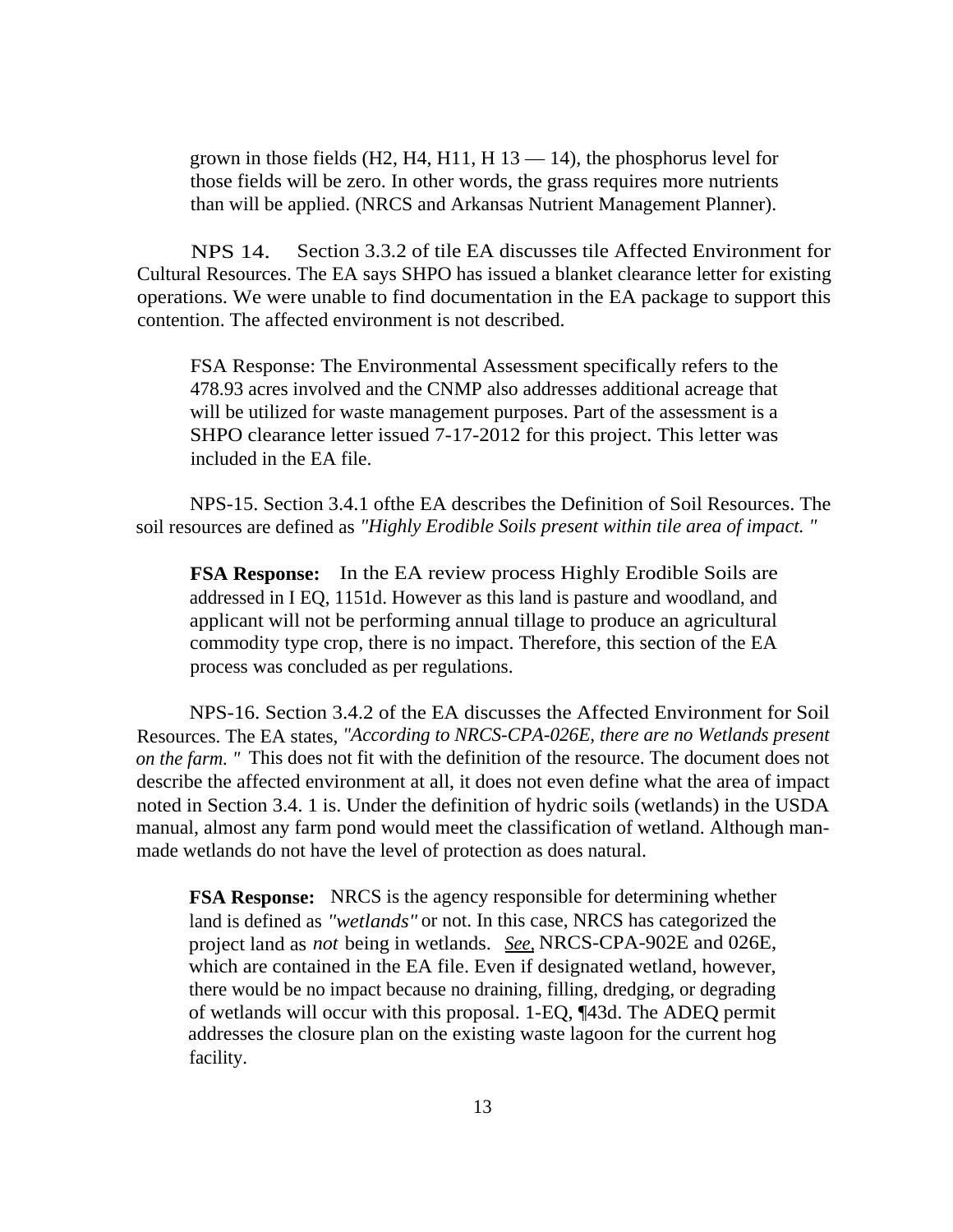grown in those fields (H2, H4, H11, H 13 — 14), the phosphorus level for those fields will be zero. In other words, the grass requires more nutrients than will be applied. (NRCS and Arkansas Nutrient Management Planner).

NPS 14. Section 3.3.2 of tile EA discusses tile Affected Environment for Cultural Resources. The EA says SHPO has issued a blanket clearance letter for existing operations. We were unable to find documentation in the EA package to support this contention. The affected environment is not described.

> FSA Response: The Environmental Assessment specifically refers to the 478.93 acres involved and the CNMP also addresses additional acreage that will be utilized for waste management purposes. Part of the assessment is a SHPO clearance letter issued 7-17-2012 for this project. This letter was included in the EA file.

NPS-15. Section 3.4.1 ofthe EA describes the Definition of Soil Resources. The soil resources are defined as *"Highly Erodible Soils present within tile area of impact. "*

> **FSA Response:** In the EA review process Highly Erodible Soils are addressed in I EQ, 1151d. However as this land is pasture and woodland, and applicant will not be performing annual tillage to produce an agricultural commodity type crop, there is no impact. Therefore, this section of the EA process was concluded as per regulations.

NPS-16. Section 3.4.2 of the EA discusses the Affected Environment for Soil Resources. The EA states, *"According to NRCS-CPA-026E, there are no Wetlands present on the farm. "* This does not fit with the definition of the resource. The document does not describe the affected environment at all, it does not even define what the area of impact noted in Section 3.4. 1 is. Under the definition of hydric soils (wetlands) in the USDA manual, almost any farm pond would meet the classification of wetland. Although man-made wetlands do not have the level of protection as does natural.

> **FSA Response:** NRCS is the agency responsible for determining whether land is defined as *"wetlands"* or not. In this case, NRCS has categorized the project land as *not* being in wetlands. *See,* NRCS-CPA-902E and 026E, which are contained in the EA file. Even if designated wetland, however, there would be no impact because no draining, filling, dredging, or degrading of wetlands will occur with this proposal. 1-EQ, ¶43d. The ADEQ permit addresses the closure plan on the existing waste lagoon for the current hog facility.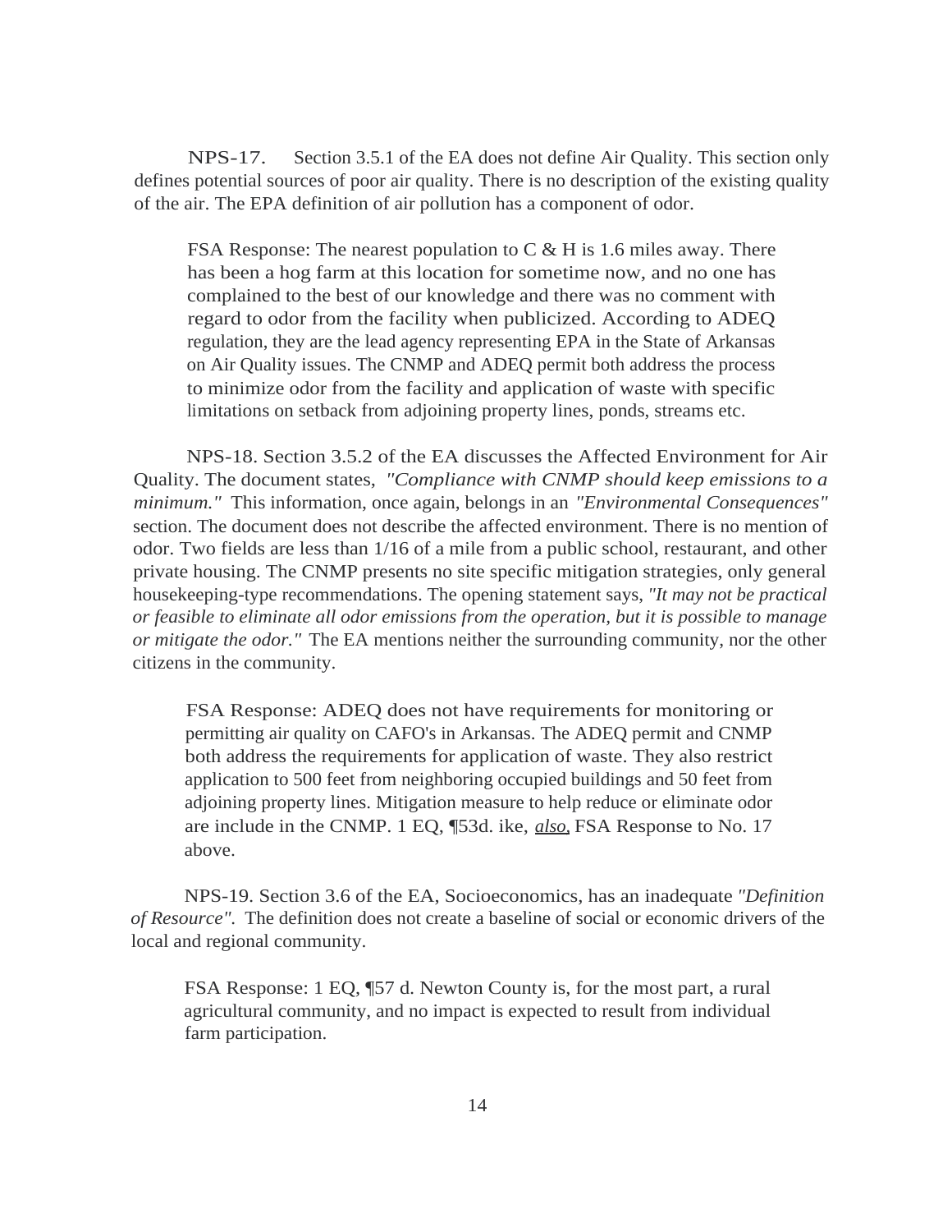NPS-17. Section 3.5.1 of the EA does not define Air Quality. This section only defines potential sources of poor air quality. There is no description of the existing quality of the air. The EPA definition of air pollution has a component of odor.

> FSA Response: The nearest population to C & H is 1.6 miles away. There has been a hog farm at this location for sometime now, and no one has complained to the best of our knowledge and there was no comment with regard to odor from the facility when publicized. According to ADEQ regulation, they are the lead agency representing EPA in the State of Arkansas on Air Quality issues. The CNMP and ADEQ permit both address the process to minimize odor from the facility and application of waste with specific limitations on setback from adjoining property lines, ponds, streams etc.

NPS-18. Section 3.5.2 of the EA discusses the Affected Environment for Air Quality. The document states, *"Compliance with CNMP should keep emissions to a minimum."* This information, once again, belongs in an *"Environmental Consequences"* section. The document does not describe the affected environment. There is no mention of odor. Two fields are less than 1/16 of a mile from a public school, restaurant, and other private housing. The CNMP presents no site specific mitigation strategies, only general housekeeping-type recommendations. The opening statement says, *"It may not be practical or feasible to eliminate all odor emissions from the operation, but it is possible to manage or mitigate the odor."* The EA mentions neither the surrounding community, nor the other citizens in the community.

> FSA Response: ADEQ does not have requirements for monitoring or permitting air quality on CAFO's in Arkansas. The ADEQ permit and CNMP both address the requirements for application of waste. They also restrict application to 500 feet from neighboring occupied buildings and 50 feet from adjoining property lines. Mitigation measure to help reduce or eliminate odor are include in the CNMP. 1 EQ, ¶53d. ike, *also*, FSA Response to No. 17 above.

NPS-19. Section 3.6 of the EA, Socioeconomics, has an inadequate *"Definition of Resource".* The definition does not create a baseline of social or economic drivers of the local and regional community.

> FSA Response: 1 EQ, ¶57 d. Newton County is, for the most part, a rural agricultural community, and no impact is expected to result from individual farm participation.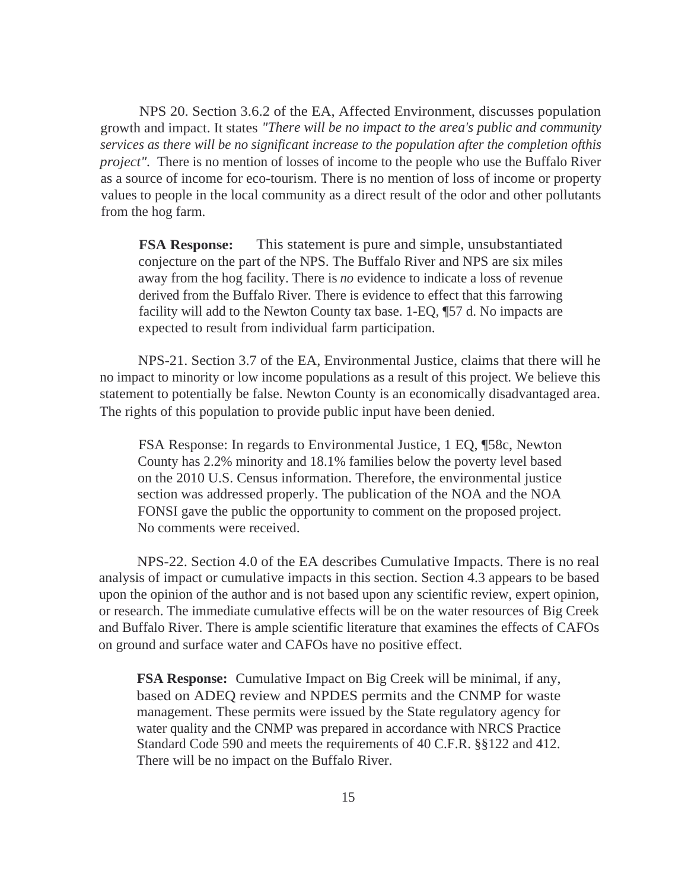NPS 20. Section 3.6.2 of the EA, Affected Environment, discusses population growth and impact. It states *"There will be no impact to the area's public and community services as there will be no significant increase to the population after the completion ofthis project".* There is no mention of losses of income to the people who use the Buffalo River as a source of income for eco-tourism. There is no mention of loss of income or property values to people in the local community as a direct result of the odor and other pollutants from the hog farm.

> **FSA Response:** This statement is pure and simple, unsubstantiated conjecture on the part of the NPS. The Buffalo River and NPS are six miles away from the hog facility. There is *no* evidence to indicate a loss of revenue derived from the Buffalo River. There is evidence to effect that this farrowing facility will add to the Newton County tax base. 1-EQ, ¶57 d. No impacts are expected to result from individual farm participation.

NPS-21. Section 3.7 of the EA, Environmental Justice, claims that there will he no impact to minority or low income populations as a result of this project. We believe this statement to potentially be false. Newton County is an economically disadvantaged area. The rights of this population to provide public input have been denied.

> FSA Response: In regards to Environmental Justice, 1 EQ, ¶58c, Newton County has 2.2% minority and 18.1% families below the poverty level based on the 2010 U.S. Census information. Therefore, the environmental justice section was addressed properly. The publication of the NOA and the NOA FONSI gave the public the opportunity to comment on the proposed project. No comments were received.

NPS-22. Section 4.0 of the EA describes Cumulative Impacts. There is no real analysis of impact or cumulative impacts in this section. Section 4.3 appears to be based upon the opinion of the author and is not based upon any scientific review, expert opinion, or research. The immediate cumulative effects will be on the water resources of Big Creek and Buffalo River. There is ample scientific literature that examines the effects of CAFOs on ground and surface water and CAFOs have no positive effect.

> **FSA Response:** Cumulative Impact on Big Creek will be minimal, if any, based on ADEQ review and NPDES permits and the CNMP for waste management. These permits were issued by the State regulatory agency for water quality and the CNMP was prepared in accordance with NRCS Practice Standard Code 590 and meets the requirements of 40 C.F.R. §§122 and 412. There will be no impact on the Buffalo River.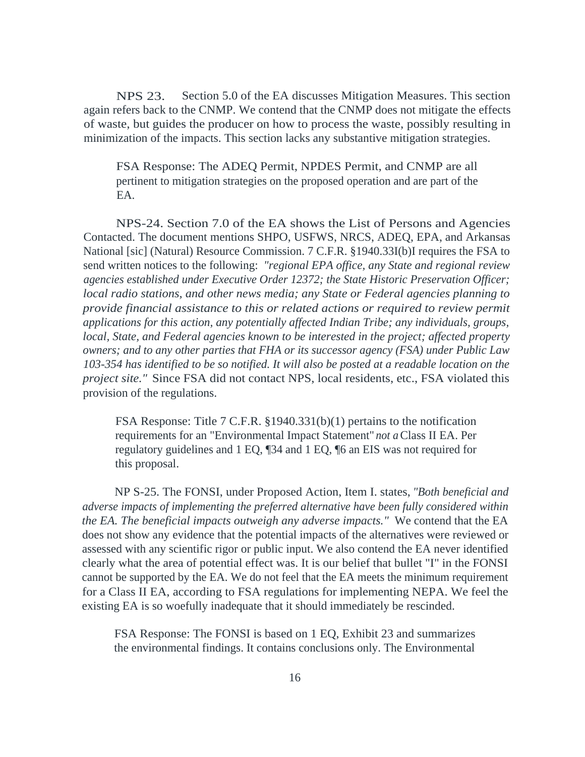NPS 23. Section 5.0 of the EA discusses Mitigation Measures. This section again refers back to the CNMP. We contend that the CNMP does not mitigate the effects of waste, but guides the producer on how to process the waste, possibly resulting in minimization of the impacts. This section lacks any substantive mitigation strategies.

> FSA Response: The ADEQ Permit, NPDES Permit, and CNMP are all pertinent to mitigation strategies on the proposed operation and are part of the EA.

NPS-24. Section 7.0 of the EA shows the List of Persons and Agencies Contacted. The document mentions SHPO, USFWS, NRCS, ADEQ, EPA, and Arkansas National [sic] (Natural) Resource Commission. 7 C.F.R. §1940.33I(b)I requires the FSA to send written notices to the following: *"regional EPA office, any State and regional review agencies established under Executive Order 12372; the State Historic Preservation Officer; local radio stations, and other news media; any State or Federal agencies planning to provide financial assistance to this or related actions or required to review permit applications for this action, any potentially affected Indian Tribe; any individuals, groups, local, State, and Federal agencies known to be interested in the project; affected property owners; and to any other parties that FHA or its successor agency (FSA) under Public Law 103-354 has identified to be so notified. It will also be posted at a readable location on the project site."* Since FSA did not contact NPS, local residents, etc., FSA violated this provision of the regulations.

> FSA Response: Title 7 C.F.R. §1940.331(b)(1) pertains to the notification requirements for an "Environmental Impact Statement" *not a* Class II EA. Per regulatory guidelines and 1 EQ, ¶34 and 1 EQ, ¶6 an EIS was not required for this proposal.

NP S-25. The FONSI, under Proposed Action, Item I. states, *"Both beneficial and adverse impacts of implementing the preferred alternative have been fully considered within the EA. The beneficial impacts outweigh any adverse impacts."* We contend that the EA does not show any evidence that the potential impacts of the alternatives were reviewed or assessed with any scientific rigor or public input. We also contend the EA never identified clearly what the area of potential effect was. It is our belief that bullet "I" in the FONSI cannot be supported by the EA. We do not feel that the EA meets the minimum requirement for a Class II EA, according to FSA regulations for implementing NEPA. We feel the existing EA is so woefully inadequate that it should immediately be rescinded.

> FSA Response: The FONSI is based on 1 EQ, Exhibit 23 and summarizes the environmental findings. It contains conclusions only. The Environmental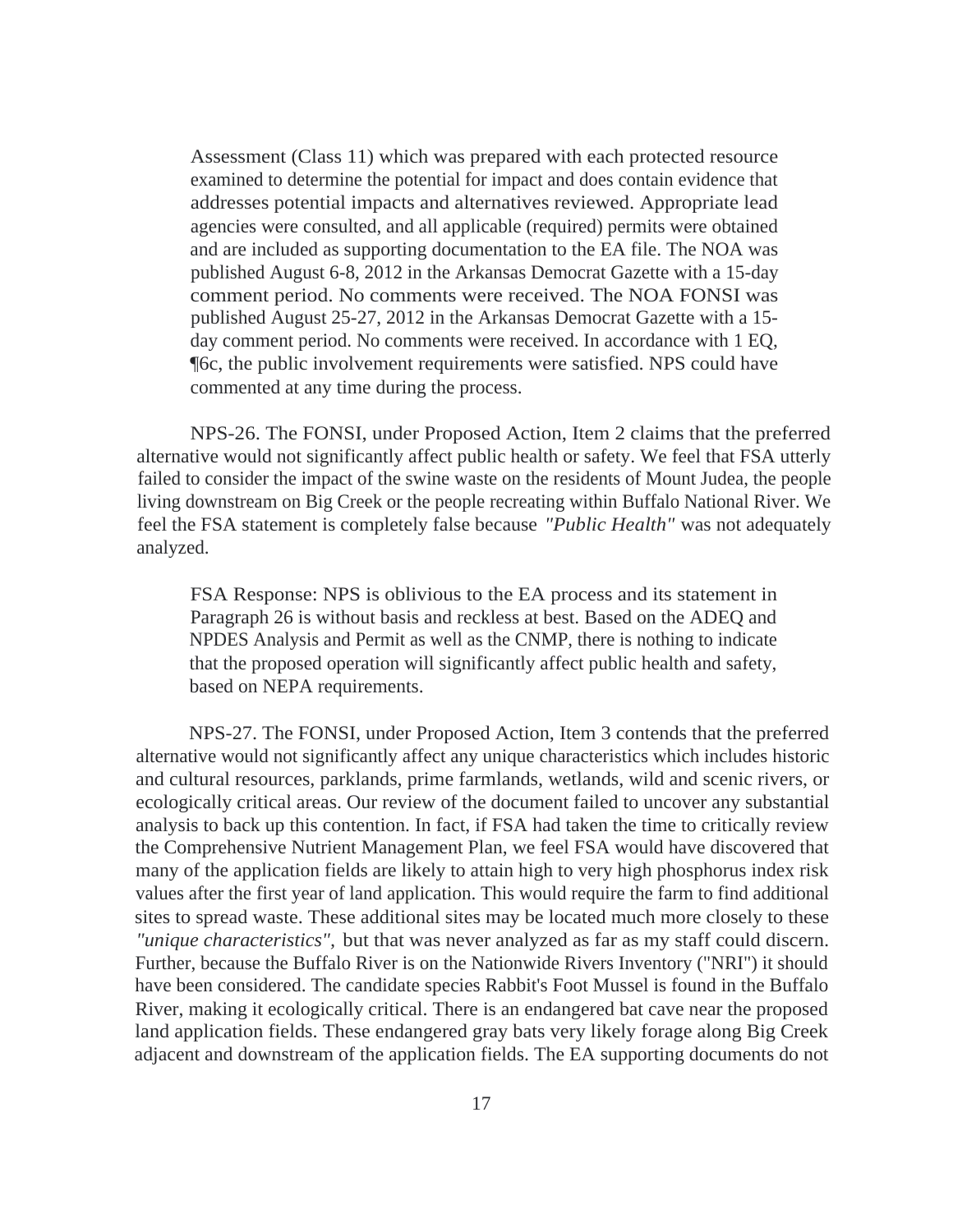> Assessment (Class 11) which was prepared with each protected resource examined to determine the potential for impact and does contain evidence that addresses potential impacts and alternatives reviewed. Appropriate lead agencies were consulted, and all applicable (required) permits were obtained and are included as supporting documentation to the EA file. The NOA was published August 6-8, 2012 in the Arkansas Democrat Gazette with a 15-day comment period. No comments were received. The NOA FONSI was published August 25-27, 2012 in the Arkansas Democrat Gazette with a 15-day comment period. No comments were received. In accordance with 1 EQ, ¶6c, the public involvement requirements were satisfied. NPS could have commented at any time during the process.

NPS-26. The FONSI, under Proposed Action, Item 2 claims that the preferred alternative would not significantly affect public health or safety. We feel that FSA utterly failed to consider the impact of the swine waste on the residents of Mount Judea, the people living downstream on Big Creek or the people recreating within Buffalo National River. We feel the FSA statement is completely false because *"Public Health"* was not adequately analyzed.

> FSA Response: NPS is oblivious to the EA process and its statement in Paragraph 26 is without basis and reckless at best. Based on the ADEQ and NPDES Analysis and Permit as well as the CNMP, there is nothing to indicate that the proposed operation will significantly affect public health and safety, based on NEPA requirements.

NPS-27. The FONSI, under Proposed Action, Item 3 contends that the preferred alternative would not significantly affect any unique characteristics which includes historic and cultural resources, parklands, prime farmlands, wetlands, wild and scenic rivers, or ecologically critical areas. Our review of the document failed to uncover any substantial analysis to back up this contention. In fact, if FSA had taken the time to critically review the Comprehensive Nutrient Management Plan, we feel FSA would have discovered that many of the application fields are likely to attain high to very high phosphorus index risk values after the first year of land application. This would require the farm to find additional sites to spread waste. These additional sites may be located much more closely to these *"unique characteristics"*, but that was never analyzed as far as my staff could discern. Further, because the Buffalo River is on the Nationwide Rivers Inventory ("NRI") it should have been considered. The candidate species Rabbit's Foot Mussel is found in the Buffalo River, making it ecologically critical. There is an endangered bat cave near the proposed land application fields. These endangered gray bats very likely forage along Big Creek adjacent and downstream of the application fields. The EA supporting documents do not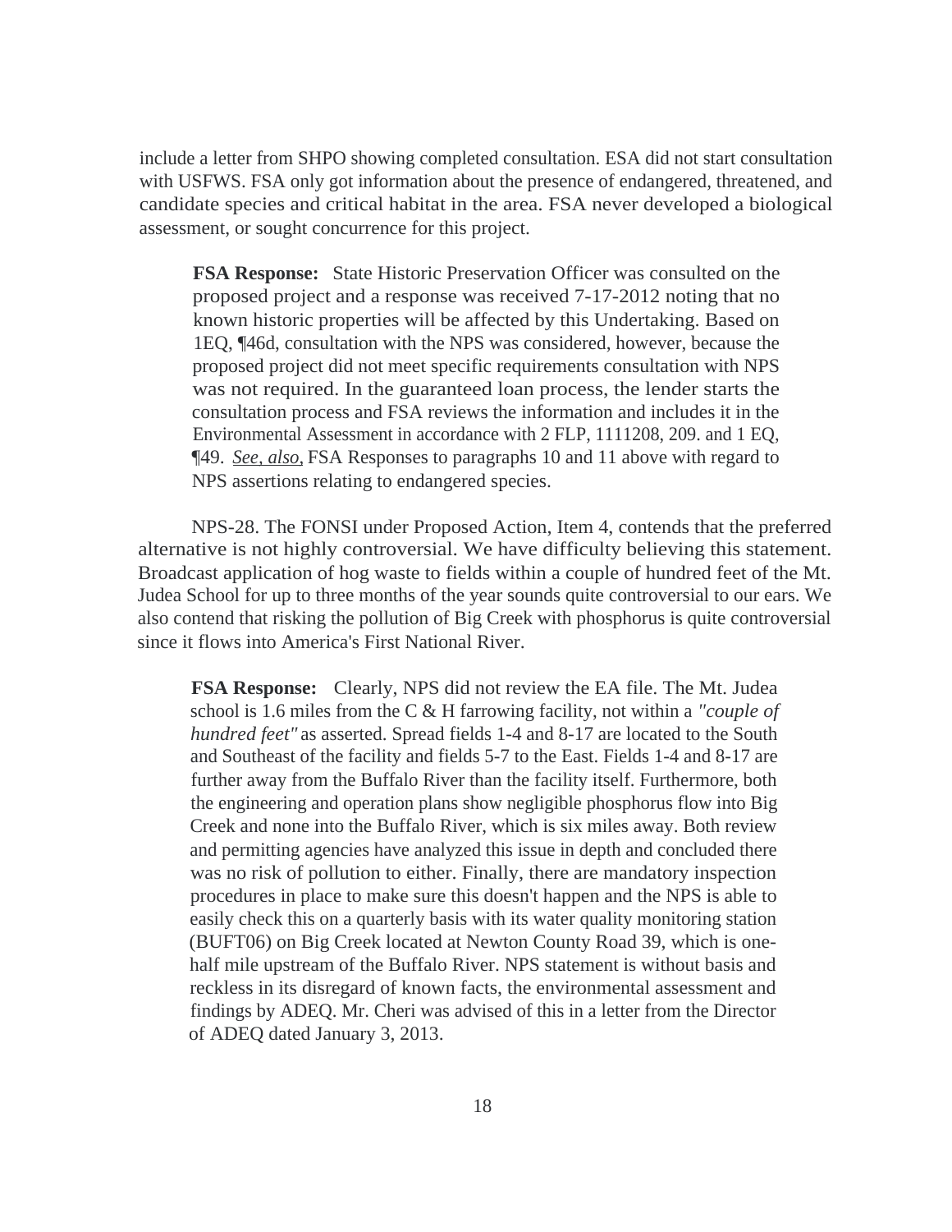include a letter from SHPO showing completed consultation. ESA did not start consultation with USFWS. FSA only got information about the presence of endangered, threatened, and candidate species and critical habitat in the area. FSA never developed a biological assessment, or sought concurrence for this project.

> **FSA Response:** State Historic Preservation Officer was consulted on the proposed project and a response was received 7-17-2012 noting that no known historic properties will be affected by this Undertaking. Based on 1EQ, ¶46d, consultation with the NPS was considered, however, because the proposed project did not meet specific requirements consultation with NPS was not required. In the guaranteed loan process, the lender starts the consultation process and FSA reviews the information and includes it in the Environmental Assessment in accordance with 2 FLP, 1111208, 209. and 1 EQ, ¶49. *See, also,* FSA Responses to paragraphs 10 and 11 above with regard to NPS assertions relating to endangered species.

NPS-28. The FONSI under Proposed Action, Item 4, contends that the preferred alternative is not highly controversial. We have difficulty believing this statement. Broadcast application of hog waste to fields within a couple of hundred feet of the Mt. Judea School for up to three months of the year sounds quite controversial to our ears. We also contend that risking the pollution of Big Creek with phosphorus is quite controversial since it flows into America's First National River.

> **FSA Response:** Clearly, NPS did not review the EA file. The Mt. Judea school is 1.6 miles from the C & H farrowing facility, not within a *"couple of hundred feet"* as asserted. Spread fields 1-4 and 8-17 are located to the South and Southeast of the facility and fields 5-7 to the East. Fields 1-4 and 8-17 are further away from the Buffalo River than the facility itself. Furthermore, both the engineering and operation plans show negligible phosphorus flow into Big Creek and none into the Buffalo River, which is six miles away. Both review and permitting agencies have analyzed this issue in depth and concluded there was no risk of pollution to either. Finally, there are mandatory inspection procedures in place to make sure this doesn't happen and the NPS is able to easily check this on a quarterly basis with its water quality monitoring station (BUFT06) on Big Creek located at Newton County Road 39, which is one-half mile upstream of the Buffalo River. NPS statement is without basis and reckless in its disregard of known facts, the environmental assessment and findings by ADEQ. Mr. Cheri was advised of this in a letter from the Director of ADEQ dated January 3, 2013.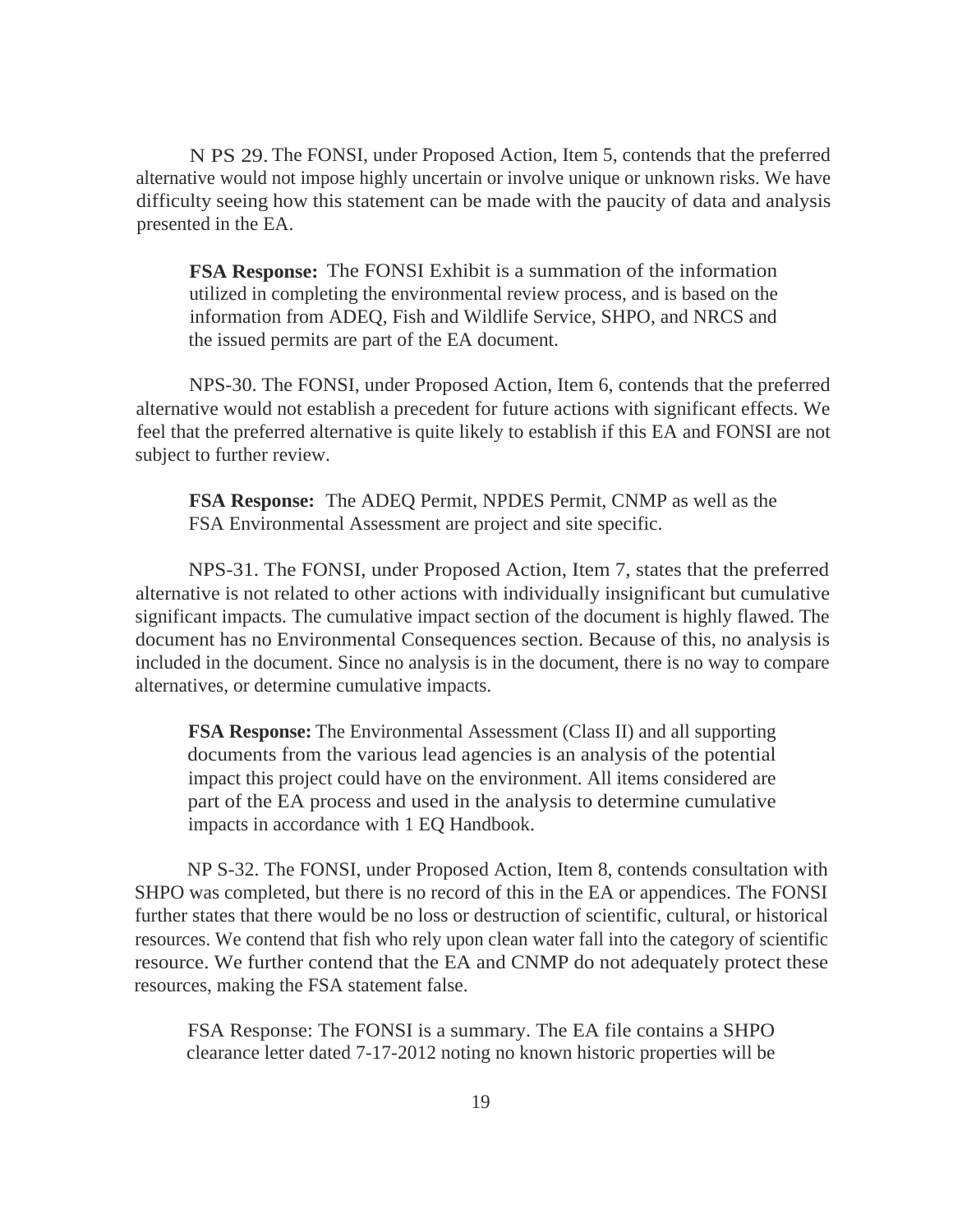N PS 29. The FONSI, under Proposed Action, Item 5, contends that the preferred alternative would not impose highly uncertain or involve unique or unknown risks. We have difficulty seeing how this statement can be made with the paucity of data and analysis presented in the EA.

> **FSA Response:** The FONSI Exhibit is a summation of the information utilized in completing the environmental review process, and is based on the information from ADEQ, Fish and Wildlife Service, SHPO, and NRCS and the issued permits are part of the EA document.

NPS-30. The FONSI, under Proposed Action, Item 6, contends that the preferred alternative would not establish a precedent for future actions with significant effects. We feel that the preferred alternative is quite likely to establish if this EA and FONSI are not subject to further review.

> **FSA Response:** The ADEQ Permit, NPDES Permit, CNMP as well as the FSA Environmental Assessment are project and site specific.

NPS-31. The FONSI, under Proposed Action, Item 7, states that the preferred alternative is not related to other actions with individually insignificant but cumulative significant impacts. The cumulative impact section of the document is highly flawed. The document has no Environmental Consequences section. Because of this, no analysis is included in the document. Since no analysis is in the document, there is no way to compare alternatives, or determine cumulative impacts.

> **FSA Response:** The Environmental Assessment (Class II) and all supporting documents from the various lead agencies is an analysis of the potential impact this project could have on the environment. All items considered are part of the EA process and used in the analysis to determine cumulative impacts in accordance with 1 EQ Handbook.

NP S-32. The FONSI, under Proposed Action, Item 8, contends consultation with SHPO was completed, but there is no record of this in the EA or appendices. The FONSI further states that there would be no loss or destruction of scientific, cultural, or historical resources. We contend that fish who rely upon clean water fall into the category of scientific resource. We further contend that the EA and CNMP do not adequately protect these resources, making the FSA statement false.

> FSA Response: The FONSI is a summary. The EA file contains a SHPO clearance letter dated 7-17-2012 noting no known historic properties will be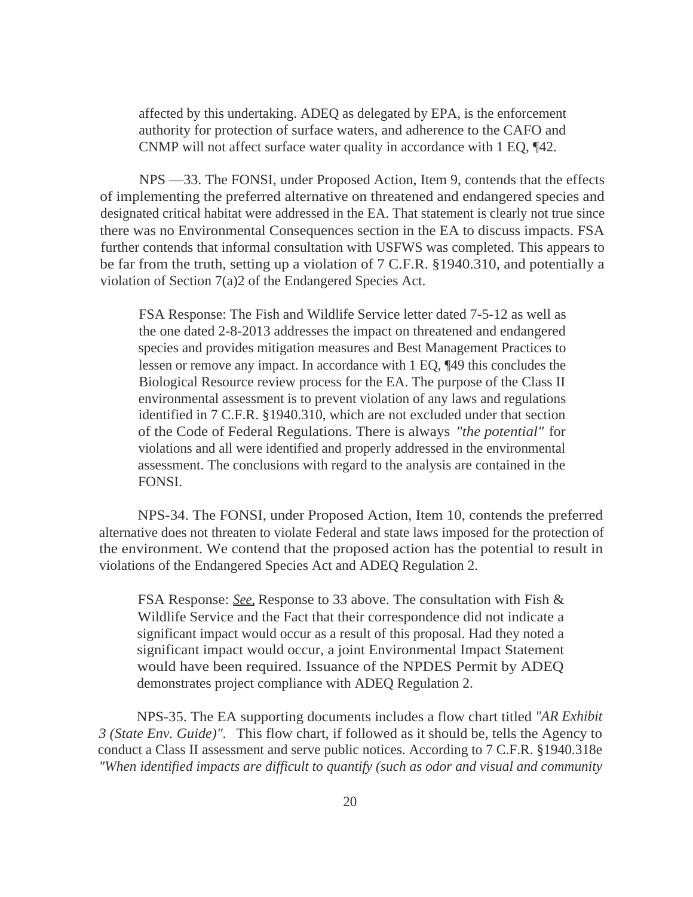affected by this undertaking. ADEQ as delegated by EPA, is the enforcement authority for protection of surface waters, and adherence to the CAFO and CNMP will not affect surface water quality in accordance with 1 EQ, ¶42.

NPS —33. The FONSI, under Proposed Action, Item 9, contends that the effects of implementing the preferred alternative on threatened and endangered species and designated critical habitat were addressed in the EA. That statement is clearly not true since there was no Environmental Consequences section in the EA to discuss impacts. FSA further contends that informal consultation with USFWS was completed. This appears to be far from the truth, setting up a violation of 7 C.F.R. §1940.310, and potentially a violation of Section 7(a)2 of the Endangered Species Act.

> FSA Response: The Fish and Wildlife Service letter dated 7-5-12 as well as the one dated 2-8-2013 addresses the impact on threatened and endangered species and provides mitigation measures and Best Management Practices to lessen or remove any impact. In accordance with 1 EQ, ¶49 this concludes the Biological Resource review process for the EA. The purpose of the Class II environmental assessment is to prevent violation of any laws and regulations identified in 7 C.F.R. §1940.310, which are not excluded under that section of the Code of Federal Regulations. There is always *"the potential"* for violations and all were identified and properly addressed in the environmental assessment. The conclusions with regard to the analysis are contained in the FONSI.

NPS-34. The FONSI, under Proposed Action, Item 10, contends the preferred alternative does not threaten to violate Federal and state laws imposed for the protection of the environment. We contend that the proposed action has the potential to result in violations of the Endangered Species Act and ADEQ Regulation 2.

> FSA Response: *See,* Response to 33 above. The consultation with Fish & Wildlife Service and the Fact that their correspondence did not indicate a significant impact would occur as a result of this proposal. Had they noted a significant impact would occur, a joint Environmental Impact Statement would have been required. Issuance of the NPDES Permit by ADEQ demonstrates project compliance with ADEQ Regulation 2.

NPS-35. The EA supporting documents includes a flow chart titled *"AR Exhibit 3 (State Env. Guide)".* This flow chart, if followed as it should be, tells the Agency to conduct a Class II assessment and serve public notices. According to 7 C.F.R. §1940.318e *"When identified impacts are difficult to quantify (such as odor and visual and community*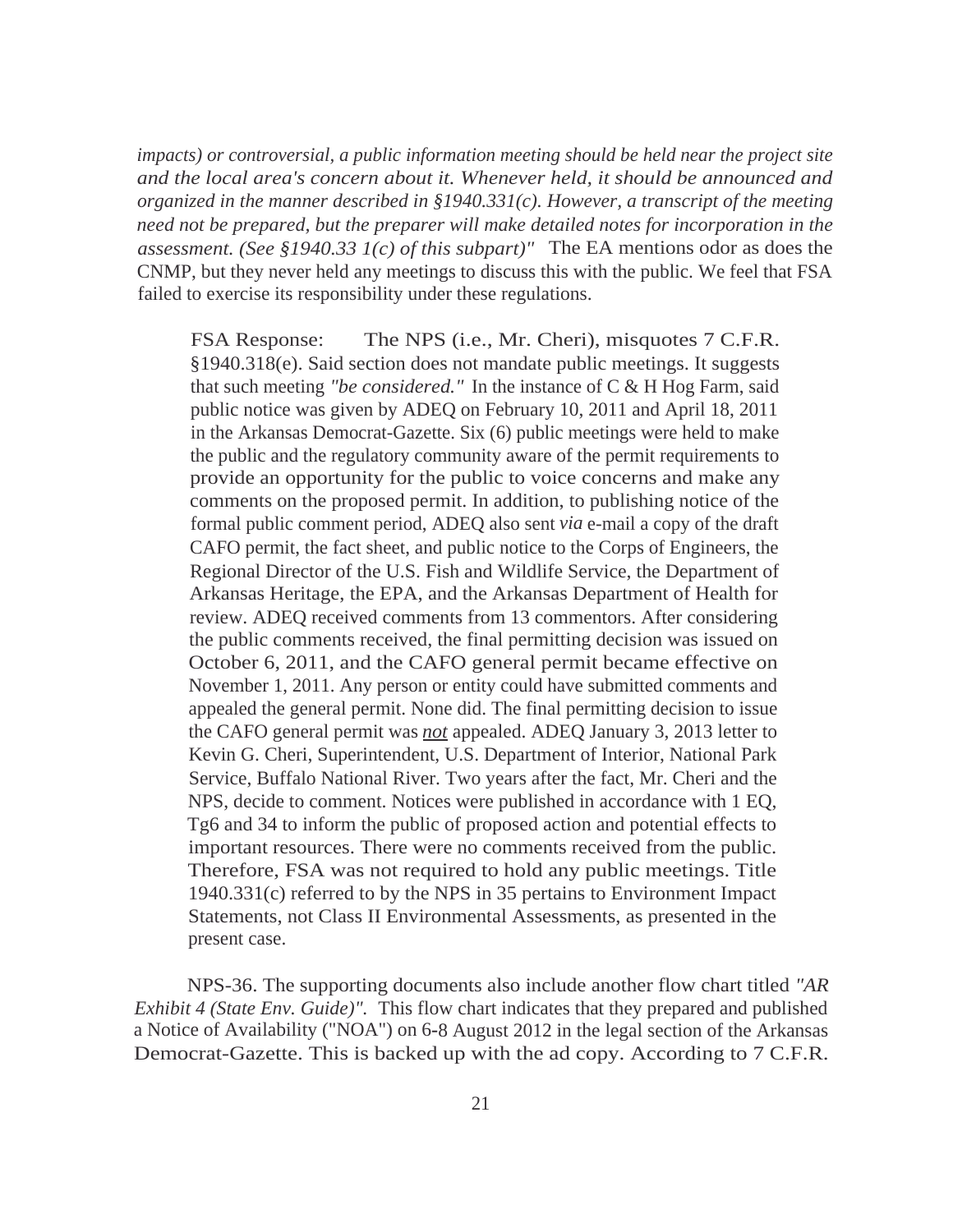*impacts) or controversial, a public information meeting should be held near the project site and the local area's concern about it. Whenever held, it should be announced and organized in the manner described in §1940.331(c). However, a transcript of the meeting need not be prepared, but the preparer will make detailed notes for incorporation in the assessment. (See §1940.33 1(c) of this subpart)"* The EA mentions odor as does the CNMP, but they never held any meetings to discuss this with the public. We feel that FSA failed to exercise its responsibility under these regulations.

> FSA Response: The NPS (i.e., Mr. Cheri), misquotes 7 C.F.R. §1940.318(e). Said section does not mandate public meetings. It suggests that such meeting *"be considered."* In the instance of C & H Hog Farm, said public notice was given by ADEQ on February 10, 2011 and April 18, 2011 in the Arkansas Democrat-Gazette. Six (6) public meetings were held to make the public and the regulatory community aware of the permit requirements to provide an opportunity for the public to voice concerns and make any comments on the proposed permit. In addition, to publishing notice of the formal public comment period, ADEQ also sent *via* e-mail a copy of the draft CAFO permit, the fact sheet, and public notice to the Corps of Engineers, the Regional Director of the U.S. Fish and Wildlife Service, the Department of Arkansas Heritage, the EPA, and the Arkansas Department of Health for review. ADEQ received comments from 13 commentors. After considering the public comments received, the final permitting decision was issued on October 6, 2011, and the CAFO general permit became effective on November 1, 2011. Any person or entity could have submitted comments and appealed the general permit. None did. The final permitting decision to issue the CAFO general permit was *not* appealed. ADEQ January 3, 2013 letter to Kevin G. Cheri, Superintendent, U.S. Department of Interior, National Park Service, Buffalo National River. Two years after the fact, Mr. Cheri and the NPS, decide to comment. Notices were published in accordance with 1 EQ, Tg6 and 34 to inform the public of proposed action and potential effects to important resources. There were no comments received from the public. Therefore, FSA was not required to hold any public meetings. Title 1940.331(c) referred to by the NPS in 35 pertains to Environment Impact Statements, not Class II Environmental Assessments, as presented in the present case.

NPS-36. The supporting documents also include another flow chart titled *"AR Exhibit 4 (State Env. Guide)".* This flow chart indicates that they prepared and published a Notice of Availability ("NOA") on 6-8 August 2012 in the legal section of the Arkansas Democrat-Gazette. This is backed up with the ad copy. According to 7 C.F.R.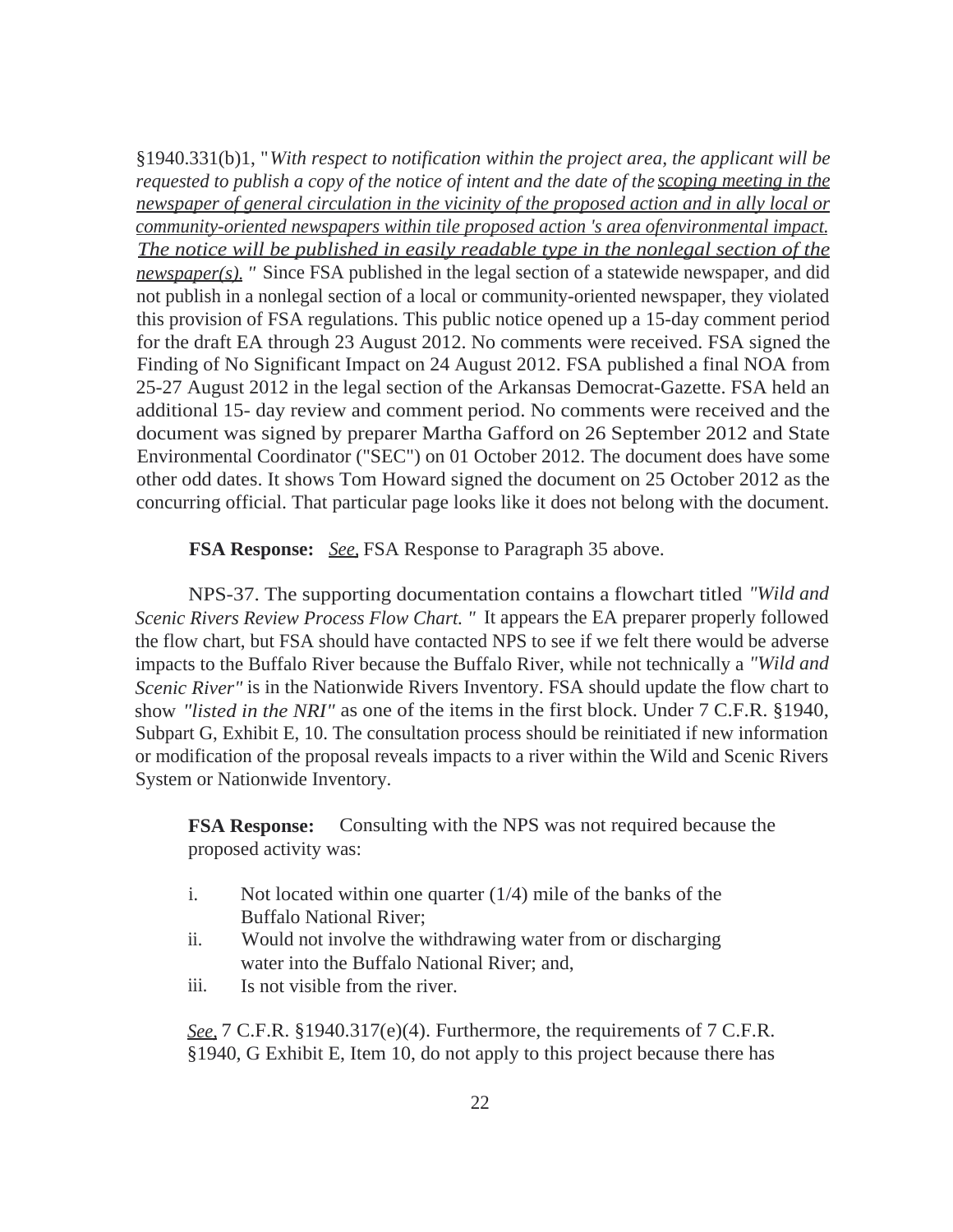§1940.331(b)1, "*With respect to notification within the project area, the applicant will be requested to publish a copy of the notice of intent and the date of the* *<u>scoping meeting in the newspaper of general circulation in the vicinity of the proposed action and in ally local or community-oriented newspapers within tile proposed action 's area ofenvironmental impact. The notice will be published in easily readable type in the nonlegal section of the newspaper(s).</u>* " Since FSA published in the legal section of a statewide newspaper, and did not publish in a nonlegal section of a local or community-oriented newspaper, they violated this provision of FSA regulations. This public notice opened up a 15-day comment period for the draft EA through 23 August 2012. No comments were received. FSA signed the Finding of No Significant Impact on 24 August 2012. FSA published a final NOA from 25-27 August 2012 in the legal section of the Arkansas Democrat-Gazette. FSA held an additional 15- day review and comment period. No comments were received and the document was signed by preparer Martha Gafford on 26 September 2012 and State Environmental Coordinator ("SEC") on 01 October 2012. The document does have some other odd dates. It shows Tom Howard signed the document on 25 October 2012 as the concurring official. That particular page looks like it does not belong with the document.

**FSA Response:** *<u>See,</u>* FSA Response to Paragraph 35 above.

NPS-37. The supporting documentation contains a flowchart titled *"Wild and Scenic Rivers Review Process Flow Chart. "* It appears the EA preparer properly followed the flow chart, but FSA should have contacted NPS to see if we felt there would be adverse impacts to the Buffalo River because the Buffalo River, while not technically a *"Wild and Scenic River"* is in the Nationwide Rivers Inventory. FSA should update the flow chart to show *"listed in the NRI"* as one of the items in the first block. Under 7 C.F.R. §1940, Subpart G, Exhibit E, 10. The consultation process should be reinitiated if new information or modification of the proposal reveals impacts to a river within the Wild and Scenic Rivers System or Nationwide Inventory.

**FSA Response:** Consulting with the NPS was not required because the proposed activity was:

i. Not located within one quarter (1/4) mile of the banks of the Buffalo National River;
ii. Would not involve the withdrawing water from or discharging water into the Buffalo National River; and,
iii. Is not visible from the river.

*<u>See,</u>* 7 C.F.R. §1940.317(e)(4). Furthermore, the requirements of 7 C.F.R. §1940, G Exhibit E, Item 10, do not apply to this project because there has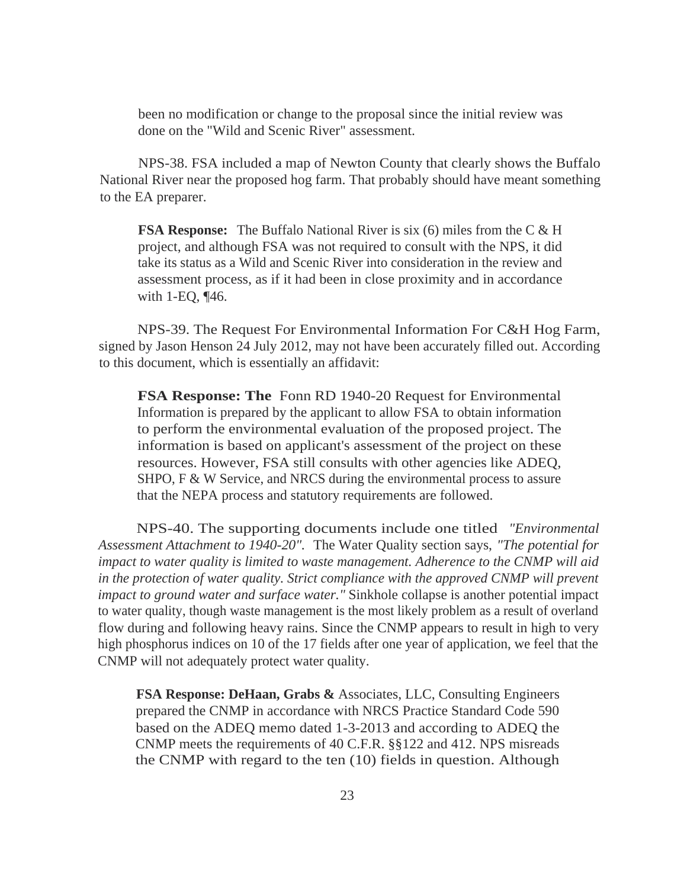been no modification or change to the proposal since the initial review was done on the "Wild and Scenic River" assessment.

NPS-38. FSA included a map of Newton County that clearly shows the Buffalo National River near the proposed hog farm. That probably should have meant something to the EA preparer.

> **FSA Response:** The Buffalo National River is six (6) miles from the C & H project, and although FSA was not required to consult with the NPS, it did take its status as a Wild and Scenic River into consideration in the review and assessment process, as if it had been in close proximity and in accordance with 1-EQ, ¶46.

NPS-39. The Request For Environmental Information For C&H Hog Farm, signed by Jason Henson 24 July 2012, may not have been accurately filled out. According to this document, which is essentially an affidavit:

> **FSA Response: The** Fonn RD 1940-20 Request for Environmental Information is prepared by the applicant to allow FSA to obtain information to perform the environmental evaluation of the proposed project. The information is based on applicant's assessment of the project on these resources. However, FSA still consults with other agencies like ADEQ, SHPO, F & W Service, and NRCS during the environmental process to assure that the NEPA process and statutory requirements are followed.

NPS-40. The supporting documents include one titled *"Environmental Assessment Attachment to 1940-20".* The Water Quality section says, *"The potential for impact to water quality is limited to waste management. Adherence to the CNMP will aid in the protection of water quality. Strict compliance with the approved CNMP will prevent impact to ground water and surface water."* Sinkhole collapse is another potential impact to water quality, though waste management is the most likely problem as a result of overland flow during and following heavy rains. Since the CNMP appears to result in high to very high phosphorus indices on 10 of the 17 fields after one year of application, we feel that the CNMP will not adequately protect water quality.

> **FSA Response: DeHaan, Grabs &** Associates, LLC, Consulting Engineers prepared the CNMP in accordance with NRCS Practice Standard Code 590 based on the ADEQ memo dated 1-3-2013 and according to ADEQ the CNMP meets the requirements of 40 C.F.R. §§122 and 412. NPS misreads the CNMP with regard to the ten (10) fields in question. Although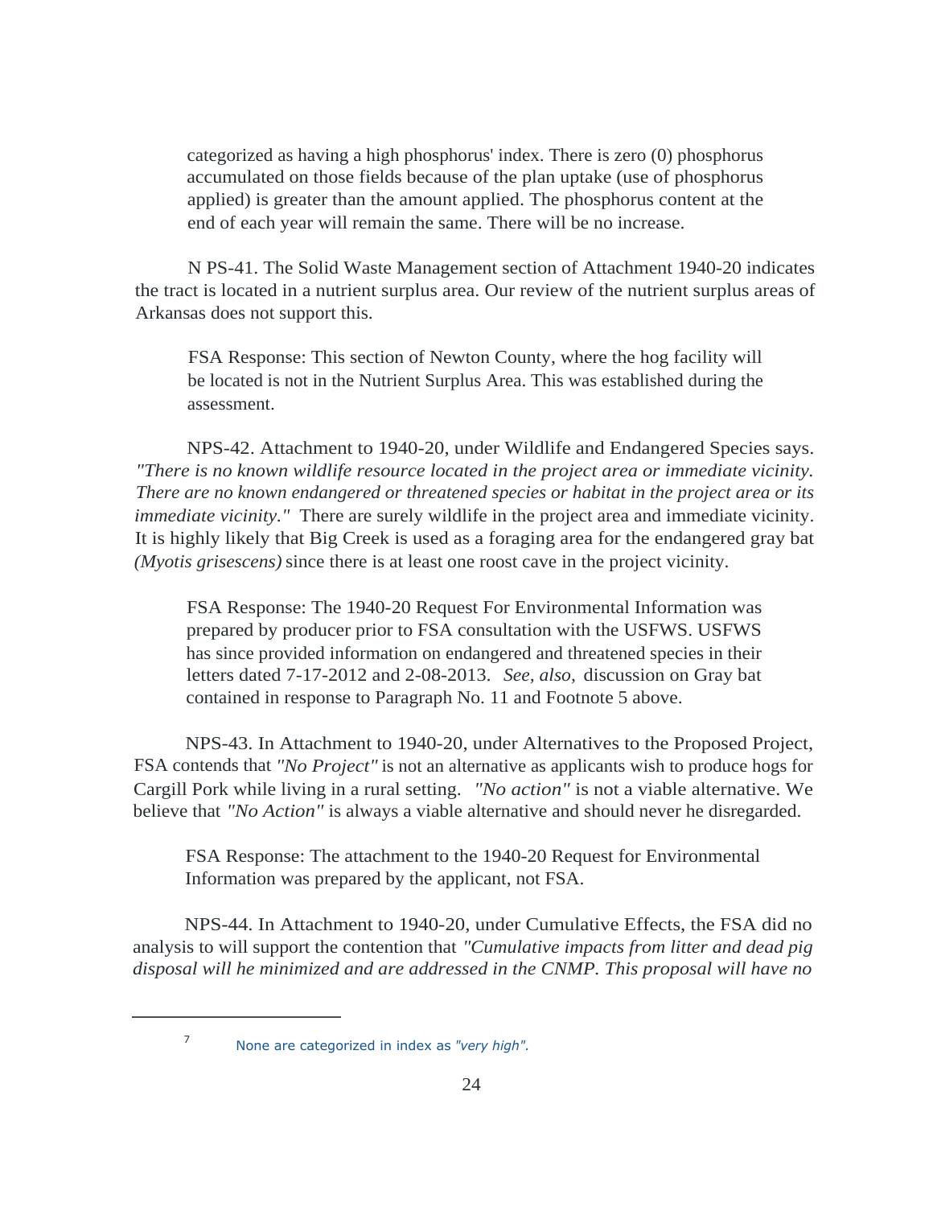categorized as having a high phosphorus' index. There is zero (0) phosphorus accumulated on those fields because of the plan uptake (use of phosphorus applied) is greater than the amount applied. The phosphorus content at the end of each year will remain the same. There will be no increase.

N PS-41. The Solid Waste Management section of Attachment 1940-20 indicates the tract is located in a nutrient surplus area. Our review of the nutrient surplus areas of Arkansas does not support this.

> FSA Response: This section of Newton County, where the hog facility will be located is not in the Nutrient Surplus Area. This was established during the assessment.

NPS-42. Attachment to 1940-20, under Wildlife and Endangered Species says. *"There is no known wildlife resource located in the project area or immediate vicinity. There are no known endangered or threatened species or habitat in the project area or its immediate vicinity."* There are surely wildlife in the project area and immediate vicinity. It is highly likely that Big Creek is used as a foraging area for the endangered gray bat *(Myotis grisescens)* since there is at least one roost cave in the project vicinity.

> FSA Response: The 1940-20 Request For Environmental Information was prepared by producer prior to FSA consultation with the USFWS. USFWS has since provided information on endangered and threatened species in their letters dated 7-17-2012 and 2-08-2013. *See, also,* discussion on Gray bat contained in response to Paragraph No. 11 and Footnote 5 above.

NPS-43. In Attachment to 1940-20, under Alternatives to the Proposed Project, FSA contends that *"No Project"* is not an alternative as applicants wish to produce hogs for Cargill Pork while living in a rural setting. *"No action"* is not a viable alternative. We believe that *"No Action"* is always a viable alternative and should never he disregarded.

> FSA Response: The attachment to the 1940-20 Request for Environmental Information was prepared by the applicant, not FSA.

NPS-44. In Attachment to 1940-20, under Cumulative Effects, the FSA did no analysis to will support the contention that *"Cumulative impacts from litter and dead pig disposal will he minimized and are addressed in the CNMP. This proposal will have no*

---

[7] None are categorized in index as *"very high".*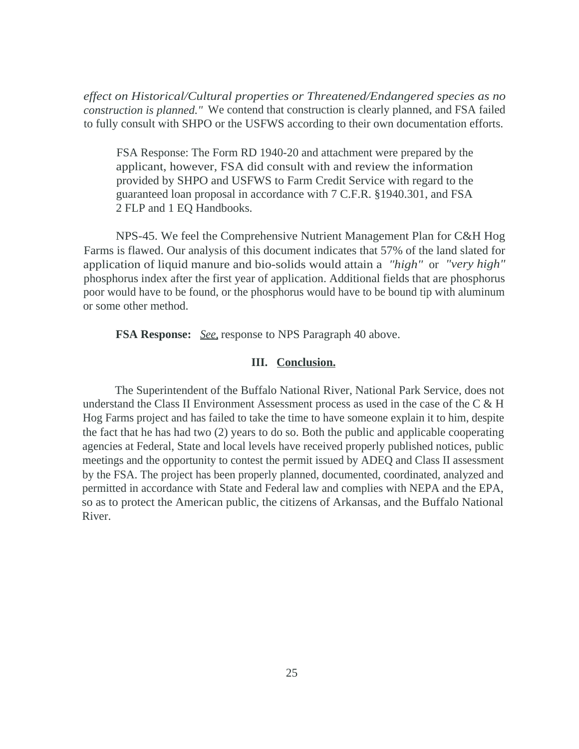*effect on Historical/Cultural properties or Threatened/Endangered species as no construction is planned."* We contend that construction is clearly planned, and FSA failed to fully consult with SHPO or the USFWS according to their own documentation efforts.

> FSA Response: The Form RD 1940-20 and attachment were prepared by the applicant, however, FSA did consult with and review the information provided by SHPO and USFWS to Farm Credit Service with regard to the guaranteed loan proposal in accordance with 7 C.F.R. §1940.301, and FSA 2 FLP and 1 EQ Handbooks.

NPS-45. We feel the Comprehensive Nutrient Management Plan for C&H Hog Farms is flawed. Our analysis of this document indicates that 57% of the land slated for application of liquid manure and bio-solids would attain a *"high"* or *"very high"* phosphorus index after the first year of application. Additional fields that are phosphorus poor would have to be found, or the phosphorus would have to be bound tip with aluminum or some other method.

**FSA Response:** *See,* response to NPS Paragraph 40 above.

## III. Conclusion.

The Superintendent of the Buffalo National River, National Park Service, does not understand the Class II Environment Assessment process as used in the case of the C & H Hog Farms project and has failed to take the time to have someone explain it to him, despite the fact that he has had two (2) years to do so. Both the public and applicable cooperating agencies at Federal, State and local levels have received properly published notices, public meetings and the opportunity to contest the permit issued by ADEQ and Class II assessment by the FSA. The project has been properly planned, documented, coordinated, analyzed and permitted in accordance with State and Federal law and complies with NEPA and the EPA, so as to protect the American public, the citizens of Arkansas, and the Buffalo National River.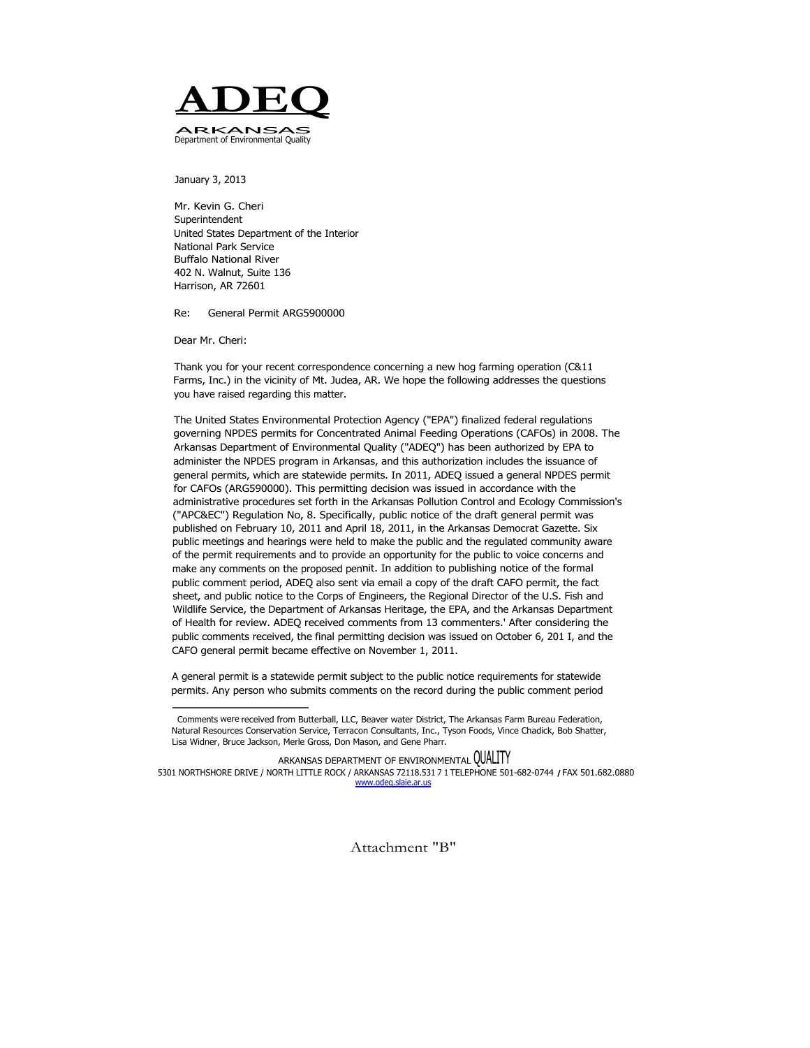# ADEQ

ARKANSAS
Department of Environmental Quality

January 3, 2013

Mr. Kevin G. Cheri
Superintendent
United States Department of the Interior
National Park Service
Buffalo National River
402 N. Walnut, Suite 136
Harrison, AR 72601

Re: General Permit ARG5900000

Dear Mr. Cheri:

Thank you for your recent correspondence concerning a new hog farming operation (C&11 Farms, Inc.) in the vicinity of Mt. Judea, AR. We hope the following addresses the questions you have raised regarding this matter.

The United States Environmental Protection Agency ("EPA") finalized federal regulations governing NPDES permits for Concentrated Animal Feeding Operations (CAFOs) in 2008. The Arkansas Department of Environmental Quality ("ADEQ") has been authorized by EPA to administer the NPDES program in Arkansas, and this authorization includes the issuance of general permits, which are statewide permits. In 2011, ADEQ issued a general NPDES permit for CAFOs (ARG590000). This permitting decision was issued in accordance with the administrative procedures set forth in the Arkansas Pollution Control and Ecology Commission's ("APC&EC") Regulation No, 8. Specifically, public notice of the draft general permit was published on February 10, 2011 and April 18, 2011, in the Arkansas Democrat Gazette. Six public meetings and hearings were held to make the public and the regulated community aware of the permit requirements and to provide an opportunity for the public to voice concerns and make any comments on the proposed permit. In addition to publishing notice of the formal public comment period, ADEQ also sent via email a copy of the draft CAFO permit, the fact sheet, and public notice to the Corps of Engineers, the Regional Director of the U.S. Fish and Wildlife Service, the Department of Arkansas Heritage, the EPA, and the Arkansas Department of Health for review. ADEQ received comments from 13 commenters.' After considering the public comments received, the final permitting decision was issued on October 6, 201 I, and the CAFO general permit became effective on November 1, 2011.

A general permit is a statewide permit subject to the public notice requirements for statewide permits. Any person who submits comments on the record during the public comment period

---

Comments were received from Butterball, LLC, Beaver water District, The Arkansas Farm Bureau Federation, Natural Resources Conservation Service, Terracon Consultants, Inc., Tyson Foods, Vince Chadick, Bob Shatter, Lisa Widner, Bruce Jackson, Merle Gross, Don Mason, and Gene Pharr.

ARKANSAS DEPARTMENT OF ENVIRONMENTAL QUALITY
5301 NORTHSHORE DRIVE / NORTH LITTLE ROCK / ARKANSAS 72118.531 7 1 TELEPHONE 501-682-0744 / FAX 501.682.0880
www.odeq.slaie.ar.us

Attachment "B"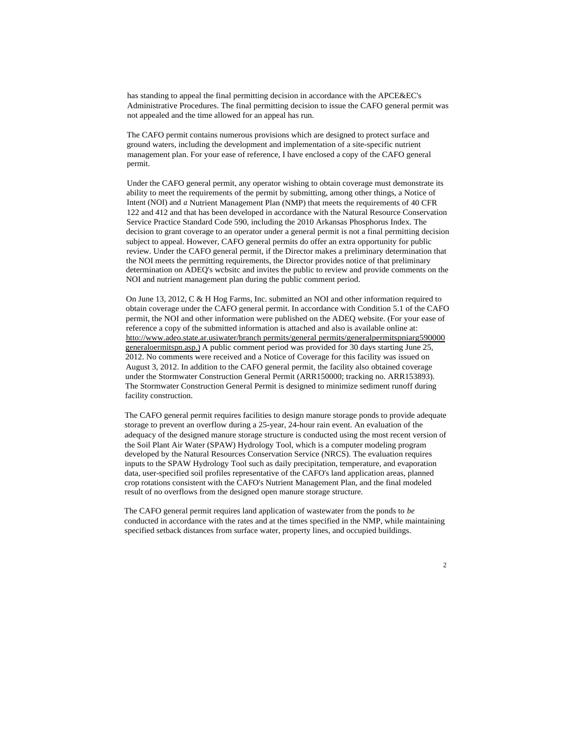has standing to appeal the final permitting decision in accordance with the APCE&EC's Administrative Procedures. The final permitting decision to issue the CAFO general permit was not appealed and the time allowed for an appeal has run.

The CAFO permit contains numerous provisions which are designed to protect surface and ground waters, including the development and implementation of a site-specific nutrient management plan. For your ease of reference, I have enclosed a copy of the CAFO general permit.

Under the CAFO general permit, any operator wishing to obtain coverage must demonstrate its ability to meet the requirements of the permit by submitting, among other things, a Notice of Intent (NOI) and *a* Nutrient Management Plan (NMP) that meets the requirements of 40 CFR 122 and 412 and that has been developed in accordance with the Natural Resource Conservation Service Practice Standard Code 590, including the 2010 Arkansas Phosphorus Index. The decision to grant coverage to an operator under a general permit is not a final permitting decision subject to appeal. However, CAFO general permits do offer an extra opportunity for public review. Under the CAFO general permit, if the Director makes a preliminary determination that the NOI meets the permitting requirements, the Director provides notice of that preliminary determination on ADEQ's wcbsitc and invites the public to review and provide comments on the NOI and nutrient management plan during the public comment period.

On June 13, 2012, C & H Hog Farms, Inc. submitted an NOI and other information required to obtain coverage under the CAFO general permit. In accordance with Condition 5.1 of the CAFO permit, the NOI and other information were published on the ADEQ website. (For your ease of reference a copy of the submitted information is attached and also is available online at: htto://www.adeo.state.ar.usiwater/branch permits/general permits/generalpermitspniarg590000 generaloermitspn.asp.) A public comment period was provided for 30 days starting June 25, 2012. No comments were received and a Notice of Coverage for this facility was issued on August 3, 2012. In addition to the CAFO general permit, the facility also obtained coverage under the Stormwater Construction General Permit (ARR150000; tracking no. ARR153893). The Stormwater Construction General Permit is designed to minimize sediment runoff during facility construction.

The CAFO general permit requires facilities to design manure storage ponds to provide adequate storage to prevent an overflow during a 25-year, 24-hour rain event. An evaluation of the adequacy of the designed manure storage structure is conducted using the most recent version of the Soil Plant Air Water (SPAW) Hydrology Tool, which is a computer modeling program developed by the Natural Resources Conservation Service (NRCS). The evaluation requires inputs to the SPAW Hydrology Tool such as daily precipitation, temperature, and evaporation data, user-specified soil profiles representative of the CAFO's land application areas, planned crop rotations consistent with the CAFO's Nutrient Management Plan, and the final modeled result of no overflows from the designed open manure storage structure.

The CAFO general permit requires land application of wastewater from the ponds to *be* conducted in accordance with the rates and at the times specified in the NMP, while maintaining specified setback distances from surface water, property lines, and occupied buildings.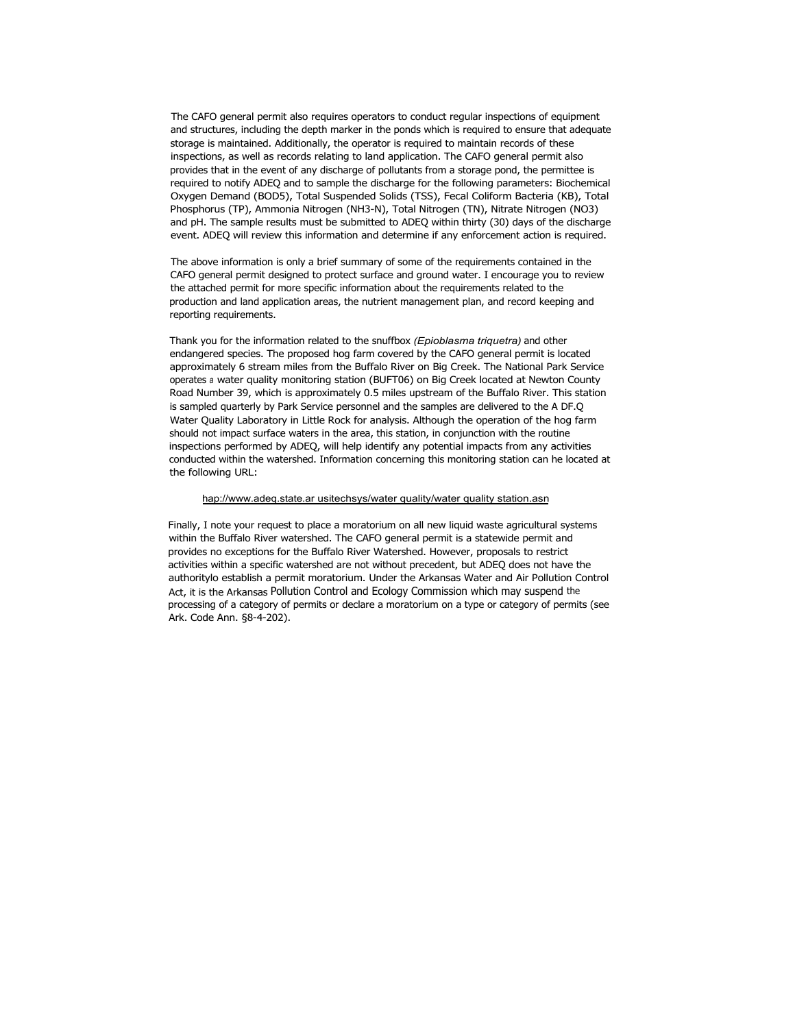The CAFO general permit also requires operators to conduct regular inspections of equipment and structures, including the depth marker in the ponds which is required to ensure that adequate storage is maintained. Additionally, the operator is required to maintain records of these inspections, as well as records relating to land application. The CAFO general permit also provides that in the event of any discharge of pollutants from a storage pond, the permittee is required to notify ADEQ and to sample the discharge for the following parameters: Biochemical Oxygen Demand (BOD5), Total Suspended Solids (TSS), Fecal Coliform Bacteria (KB), Total Phosphorus (TP), Ammonia Nitrogen (NH3-N), Total Nitrogen (TN), Nitrate Nitrogen (NO3) and pH. The sample results must be submitted to ADEQ within thirty (30) days of the discharge event. ADEQ will review this information and determine if any enforcement action is required.

The above information is only a brief summary of some of the requirements contained in the CAFO general permit designed to protect surface and ground water. I encourage you to review the attached permit for more specific information about the requirements related to the production and land application areas, the nutrient management plan, and record keeping and reporting requirements.

Thank you for the information related to the snuffbox *(Epioblasma triquetra)* and other endangered species. The proposed hog farm covered by the CAFO general permit is located approximately 6 stream miles from the Buffalo River on Big Creek. The National Park Service operates a water quality monitoring station (BUFT06) on Big Creek located at Newton County Road Number 39, which is approximately 0.5 miles upstream of the Buffalo River. This station is sampled quarterly by Park Service personnel and the samples are delivered to the A DF.Q Water Quality Laboratory in Little Rock for analysis. Although the operation of the hog farm should not impact surface waters in the area, this station, in conjunction with the routine inspections performed by ADEQ, will help identify any potential impacts from any activities conducted within the watershed. Information concerning this monitoring station can he located at the following URL:

hap://www.adeq.state.ar usitechsys/water quality/water quality station.asn

Finally, I note your request to place a moratorium on all new liquid waste agricultural systems within the Buffalo River watershed. The CAFO general permit is a statewide permit and provides no exceptions for the Buffalo River Watershed. However, proposals to restrict activities within a specific watershed are not without precedent, but ADEQ does not have the authoritylo establish a permit moratorium. Under the Arkansas Water and Air Pollution Control Act, it is the Arkansas Pollution Control and Ecology Commission which may suspend the processing of a category of permits or declare a moratorium on a type or category of permits (see Ark. Code Ann. §8-4-202).